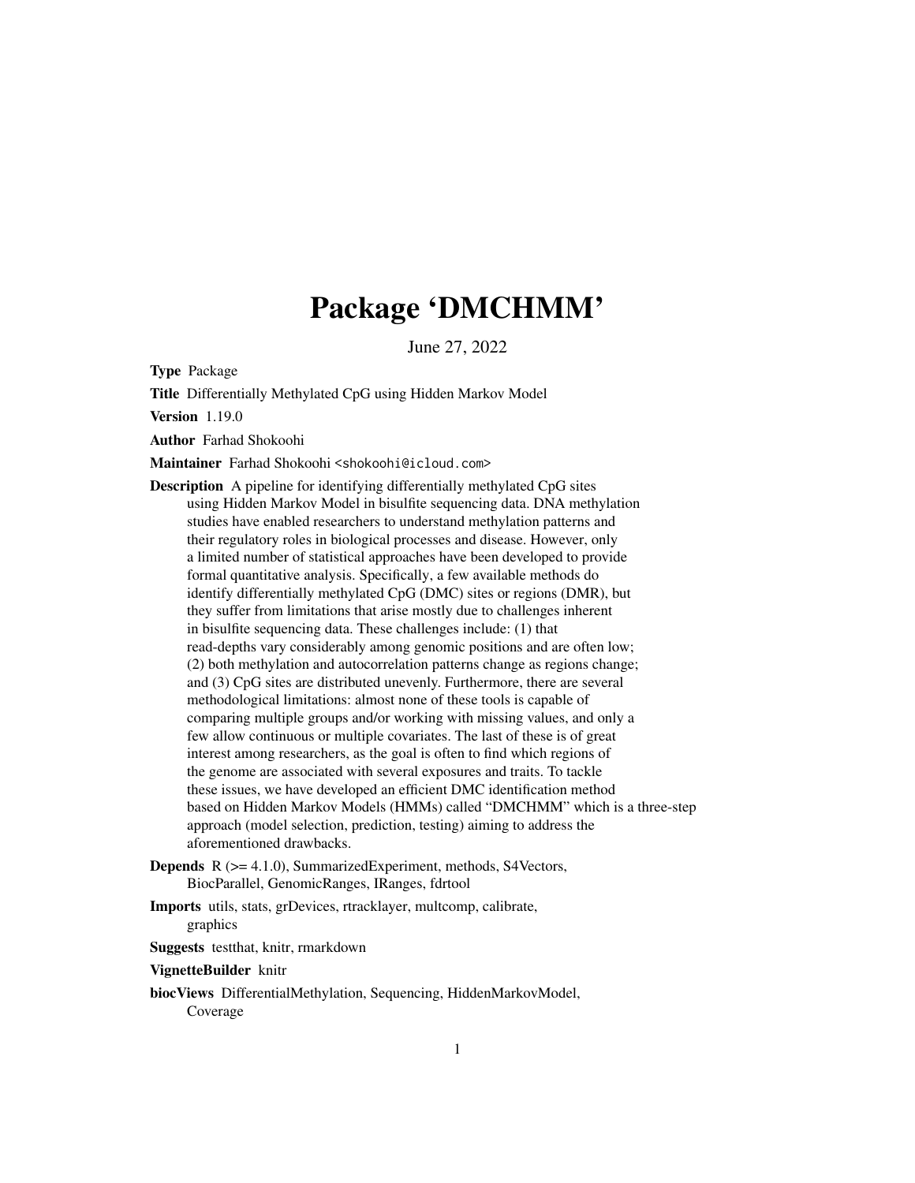# Package 'DMCHMM'

June 27, 2022

**Type** Package

**Title** Differentially Methylated CpG using Hidden Markov Model

**Version** 1.19.0

**Author** Farhad Shokoohi

**Maintainer** Farhad Shokoohi <shokoohi@icloud.com>

**Description** A pipeline for identifying differentially methylated CpG sites using Hidden Markov Model in bisulfite sequencing data. DNA methylation studies have enabled researchers to understand methylation patterns and their regulatory roles in biological processes and disease. However, only a limited number of statistical approaches have been developed to provide formal quantitative analysis. Specifically, a few available methods do identify differentially methylated CpG (DMC) sites or regions (DMR), but they suffer from limitations that arise mostly due to challenges inherent in bisulfite sequencing data. These challenges include: (1) that read-depths vary considerably among genomic positions and are often low; (2) both methylation and autocorrelation patterns change as regions change; and (3) CpG sites are distributed unevenly. Furthermore, there are several methodological limitations: almost none of these tools is capable of comparing multiple groups and/or working with missing values, and only a few allow continuous or multiple covariates. The last of these is of great interest among researchers, as the goal is often to find which regions of the genome are associated with several exposures and traits. To tackle these issues, we have developed an efficient DMC identification method based on Hidden Markov Models (HMMs) called "DMCHMM" which is a three-step approach (model selection, prediction, testing) aiming to address the aforementioned drawbacks.

**Depends** R (>= 4.1.0), SummarizedExperiment, methods, S4Vectors, BiocParallel, GenomicRanges, IRanges, fdrtool

**Imports** utils, stats, grDevices, rtracklayer, multcomp, calibrate, graphics

**Suggests** testthat, knitr, rmarkdown

**VignetteBuilder** knitr

**biocViews** DifferentialMethylation, Sequencing, HiddenMarkovModel, Coverage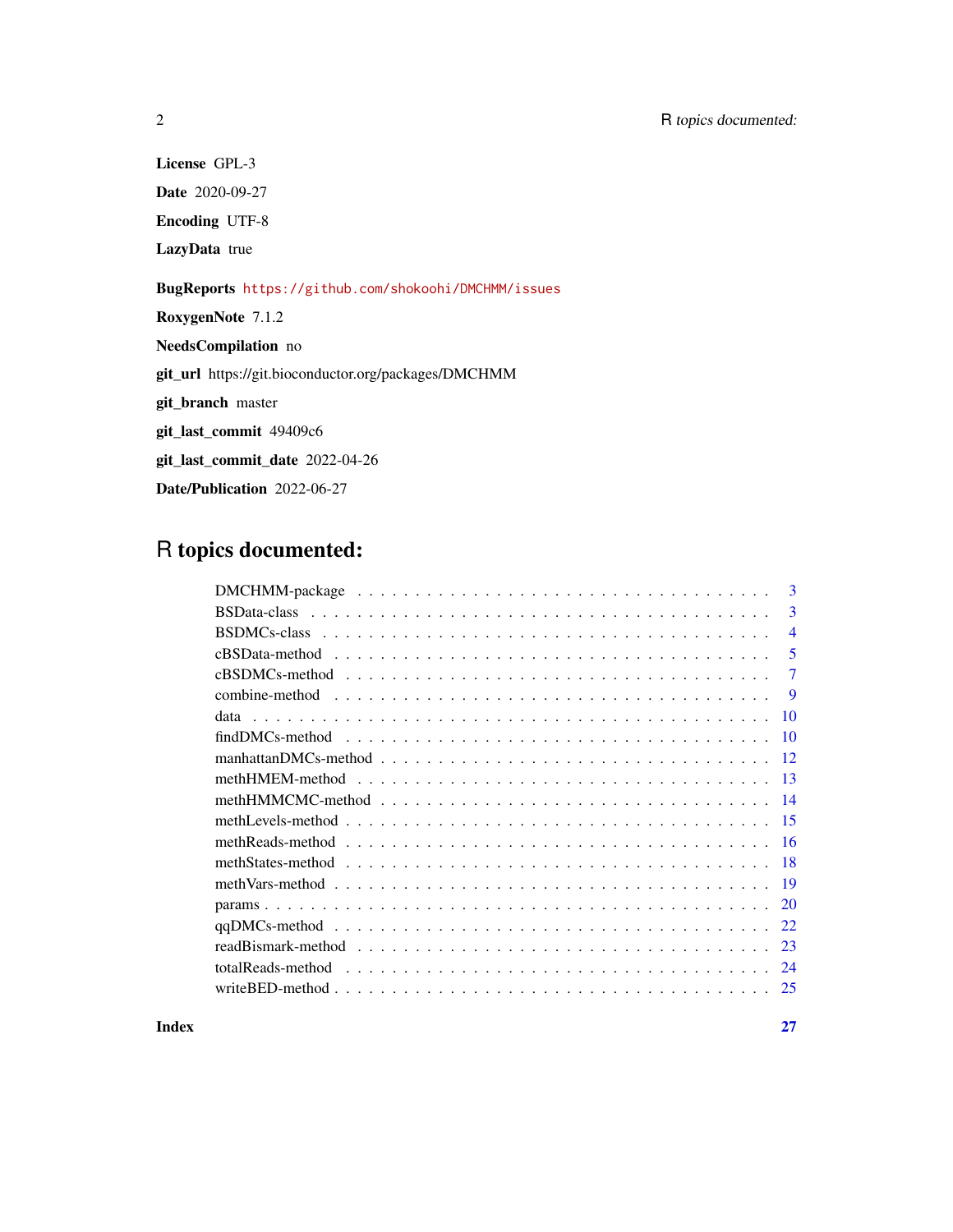**License** GPL-3

**Date** 2020-09-27

**Encoding** UTF-8

**LazyData** true

**BugReports** https://github.com/shokoohi/DMCHMM/issues

**RoxygenNote** 7.1.2

**NeedsCompilation** no

**git_url** https://git.bioconductor.org/packages/DMCHMM

**git_branch** master

**git_last_commit** 49409c6

**git_last_commit_date** 2022-04-26

**Date/Publication** 2022-06-27

# R topics documented:

| | |
|---|---|
| DMCHMM-package | 3 |
| BSData-class | 3 |
| BSDMCs-class | 4 |
| cBSData-method | 5 |
| cBSDMCs-method | 7 |
| combine-method | 9 |
| data | 10 |
| findDMCs-method | 10 |
| manhattanDMCs-method | 12 |
| methHMEM-method | 13 |
| methHMMCMC-method | 14 |
| methLevels-method | 15 |
| methReads-method | 16 |
| methStates-method | 18 |
| methVars-method | 19 |
| params | 20 |
| qqDMCs-method | 22 |
| readBismark-method | 23 |
| totalReads-method | 24 |
| writeBED-method | 25 |
| **Index** | **27** |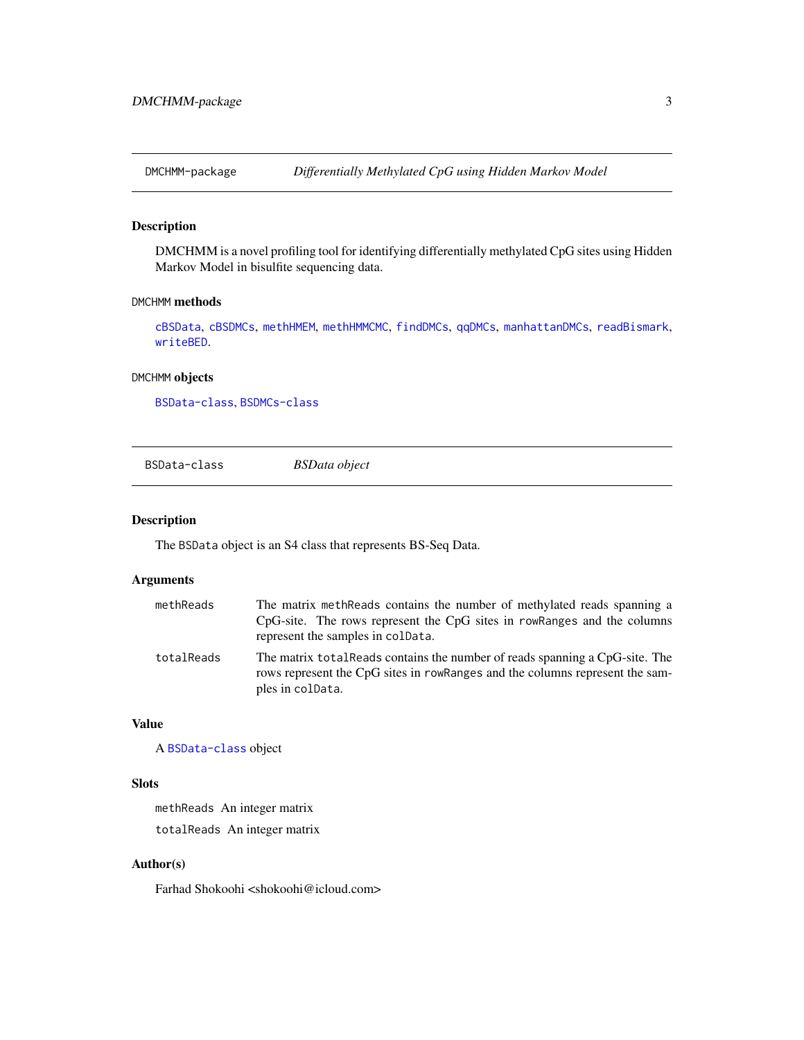## DMCHMM-package    *Differentially Methylated CpG using Hidden Markov Model*

### Description

DMCHMM is a novel profiling tool for identifying differentially methylated CpG sites using Hidden Markov Model in bisulfite sequencing data.

### `DMCHMM` methods

`cBSData`, `cBSDMCs`, `methHMEM`, `methHMMCMC`, `findDMCs`, `qqDMCs`, `manhattanDMCs`, `readBismark`, `writeBED`.

### `DMCHMM` objects

`BSData-class`, `BSDMCs-class`

## BSData-class    *BSData object*

### Description

The `BSData` object is an S4 class that represents BS-Seq Data.

### Arguments

| | |
|---|---|
| `methReads` | The matrix `methReads` contains the number of methylated reads spanning a CpG-site. The rows represent the CpG sites in `rowRanges` and the columns represent the samples in `colData`. |
| `totalReads` | The matrix `totalReads` contains the number of reads spanning a CpG-site. The rows represent the CpG sites in `rowRanges` and the columns represent the samples in `colData`. |

### Value

A `BSData-class` object

### Slots

`methReads` An integer matrix

`totalReads` An integer matrix

### Author(s)

Farhad Shokoohi <shokoohi@icloud.com>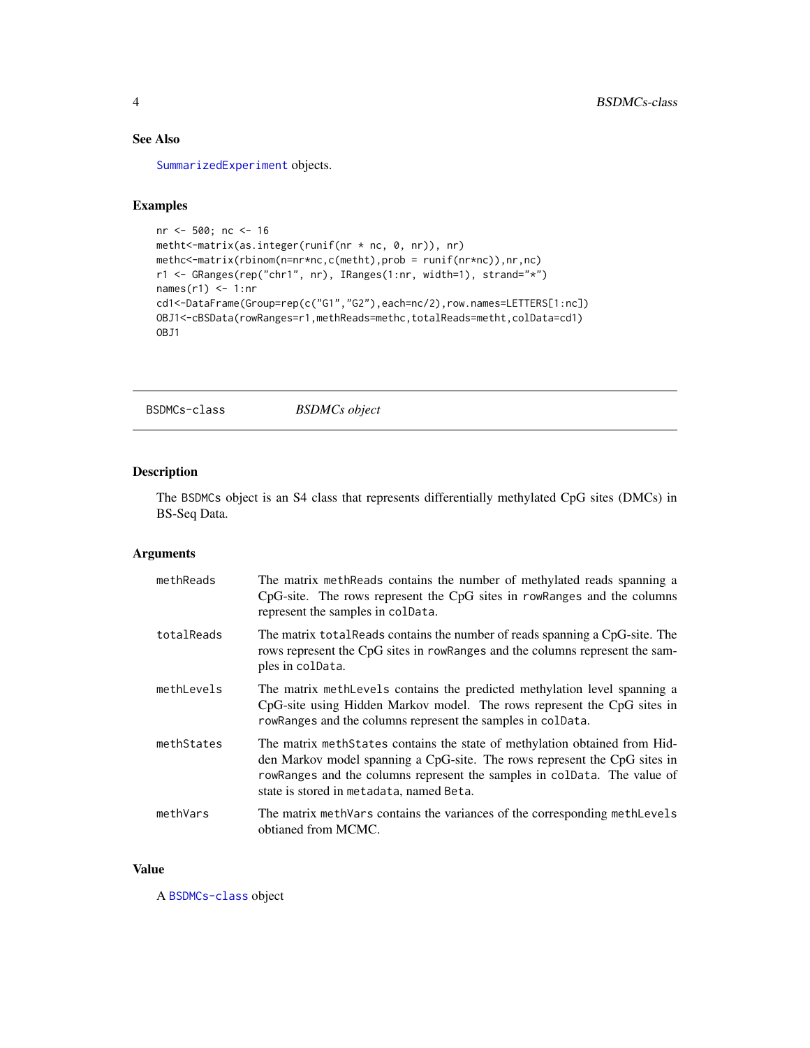## See Also

`SummarizedExperiment` objects.

## Examples

```
nr <- 500; nc <- 16
metht<-matrix(as.integer(runif(nr * nc, 0, nr)), nr)
methc<-matrix(rbinom(n=nr*nc,c(metht),prob = runif(nr*nc)),nr,nc)
r1 <- GRanges(rep("chr1", nr), IRanges(1:nr, width=1), strand="*")
names(r1) <- 1:nr
cd1<-DataFrame(Group=rep(c("G1","G2"),each=nc/2),row.names=LETTERS[1:nc])
OBJ1<-cBSData(rowRanges=r1,methReads=methc,totalReads=metht,colData=cd1)
OBJ1
```

---

# BSDMCs-class — *BSDMCs object*

## Description

The `BSDMCs` object is an S4 class that represents differentially methylated CpG sites (DMCs) in BS-Seq Data.

## Arguments

| | |
|---|---|
| `methReads` | The matrix `methReads` contains the number of methylated reads spanning a CpG-site. The rows represent the CpG sites in `rowRanges` and the columns represent the samples in `colData`. |
| `totalReads` | The matrix `totalReads` contains the number of reads spanning a CpG-site. The rows represent the CpG sites in `rowRanges` and the columns represent the samples in `colData`. |
| `methLevels` | The matrix `methLevels` contains the predicted methylation level spanning a CpG-site using Hidden Markov model. The rows represent the CpG sites in `rowRanges` and the columns represent the samples in `colData`. |
| `methStates` | The matrix `methStates` contains the state of methylation obtained from Hidden Markov model spanning a CpG-site. The rows represent the CpG sites in `rowRanges` and the columns represent the samples in `colData`. The value of state is stored in `metadata`, named `Beta`. |
| `methVars` | The matrix `methVars` contains the variances of the corresponding `methLevels` obtianed from MCMC. |

## Value

A `BSDMCs-class` object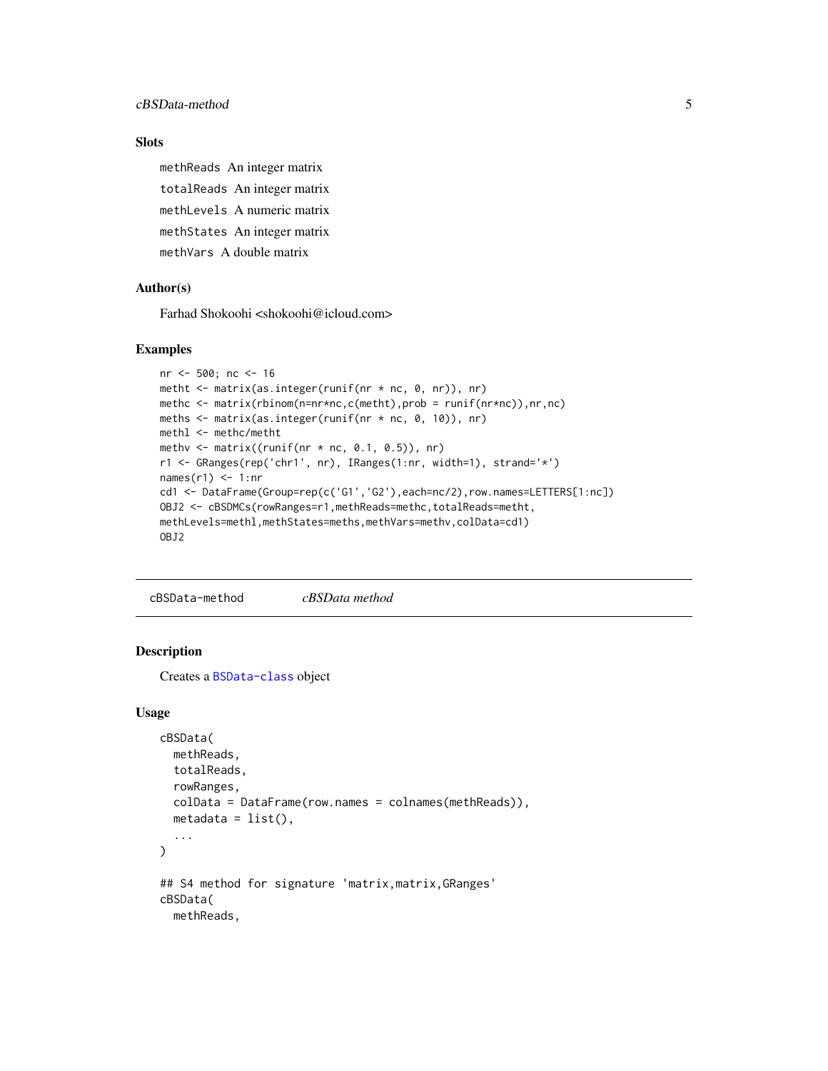### Slots

methReads An integer matrix

totalReads An integer matrix

methLevels A numeric matrix

methStates An integer matrix

methVars A double matrix

### Author(s)

Farhad Shokoohi <shokoohi@icloud.com>

### Examples

```
nr <- 500; nc <- 16
metht <- matrix(as.integer(runif(nr * nc, 0, nr)), nr)
methc <- matrix(rbinom(n=nr*nc,c(metht),prob = runif(nr*nc)),nr,nc)
meths <- matrix(as.integer(runif(nr * nc, 0, 10)), nr)
methl <- methc/metht
methv <- matrix((runif(nr * nc, 0.1, 0.5)), nr)
r1 <- GRanges(rep('chr1', nr), IRanges(1:nr, width=1), strand='*')
names(r1) <- 1:nr
cd1 <- DataFrame(Group=rep(c('G1','G2'),each=nc/2),row.names=LETTERS[1:nc])
OBJ2 <- cBSDMCs(rowRanges=r1,methReads=methc,totalReads=metht,
methLevels=methl,methStates=meths,methVars=methv,colData=cd1)
OBJ2
```

## cBSData-method *cBSData method*

### Description

Creates a BSData-class object

### Usage

```
cBSData(
  methReads,
  totalReads,
  rowRanges,
  colData = DataFrame(row.names = colnames(methReads)),
  metadata = list(),
  ...
)

## S4 method for signature 'matrix,matrix,GRanges'
cBSData(
  methReads,
```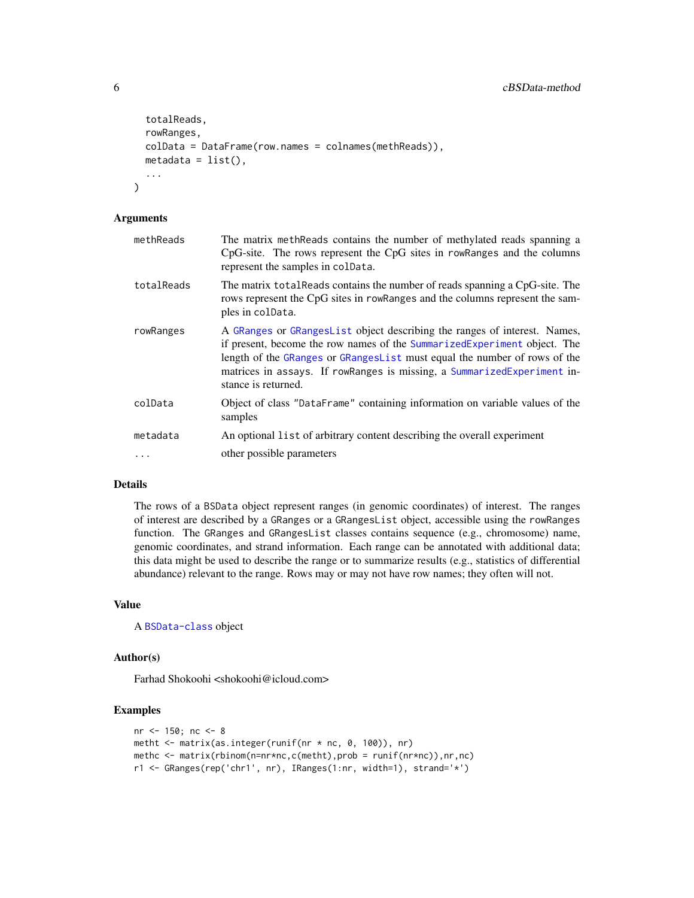```
  totalReads,
  rowRanges,
  colData = DataFrame(row.names = colnames(methReads)),
  metadata = list(),
  ...
)
```

### Arguments

| | |
|---|---|
| methReads | The matrix methReads contains the number of methylated reads spanning a CpG-site. The rows represent the CpG sites in rowRanges and the columns represent the samples in colData. |
| totalReads | The matrix totalReads contains the number of reads spanning a CpG-site. The rows represent the CpG sites in rowRanges and the columns represent the samples in colData. |
| rowRanges | A GRanges or GRangesList object describing the ranges of interest. Names, if present, become the row names of the SummarizedExperiment object. The length of the GRanges or GRangesList must equal the number of rows of the matrices in assays. If rowRanges is missing, a SummarizedExperiment instance is returned. |
| colData | Object of class "DataFrame" containing information on variable values of the samples |
| metadata | An optional list of arbitrary content describing the overall experiment |
| ... | other possible parameters |

### Details

The rows of a BSData object represent ranges (in genomic coordinates) of interest. The ranges of interest are described by a GRanges or a GRangesList object, accessible using the rowRanges function. The GRanges and GRangesList classes contains sequence (e.g., chromosome) name, genomic coordinates, and strand information. Each range can be annotated with additional data; this data might be used to describe the range or to summarize results (e.g., statistics of differential abundance) relevant to the range. Rows may or may not have row names; they often will not.

### Value

A BSData-class object

### Author(s)

Farhad Shokoohi <shokoohi@icloud.com>

### Examples

```
nr <- 150; nc <- 8
metht <- matrix(as.integer(runif(nr * nc, 0, 100)), nr)
methc <- matrix(rbinom(n=nr*nc,c(metht),prob = runif(nr*nc)),nr,nc)
r1 <- GRanges(rep('chr1', nr), IRanges(1:nr, width=1), strand='*')
```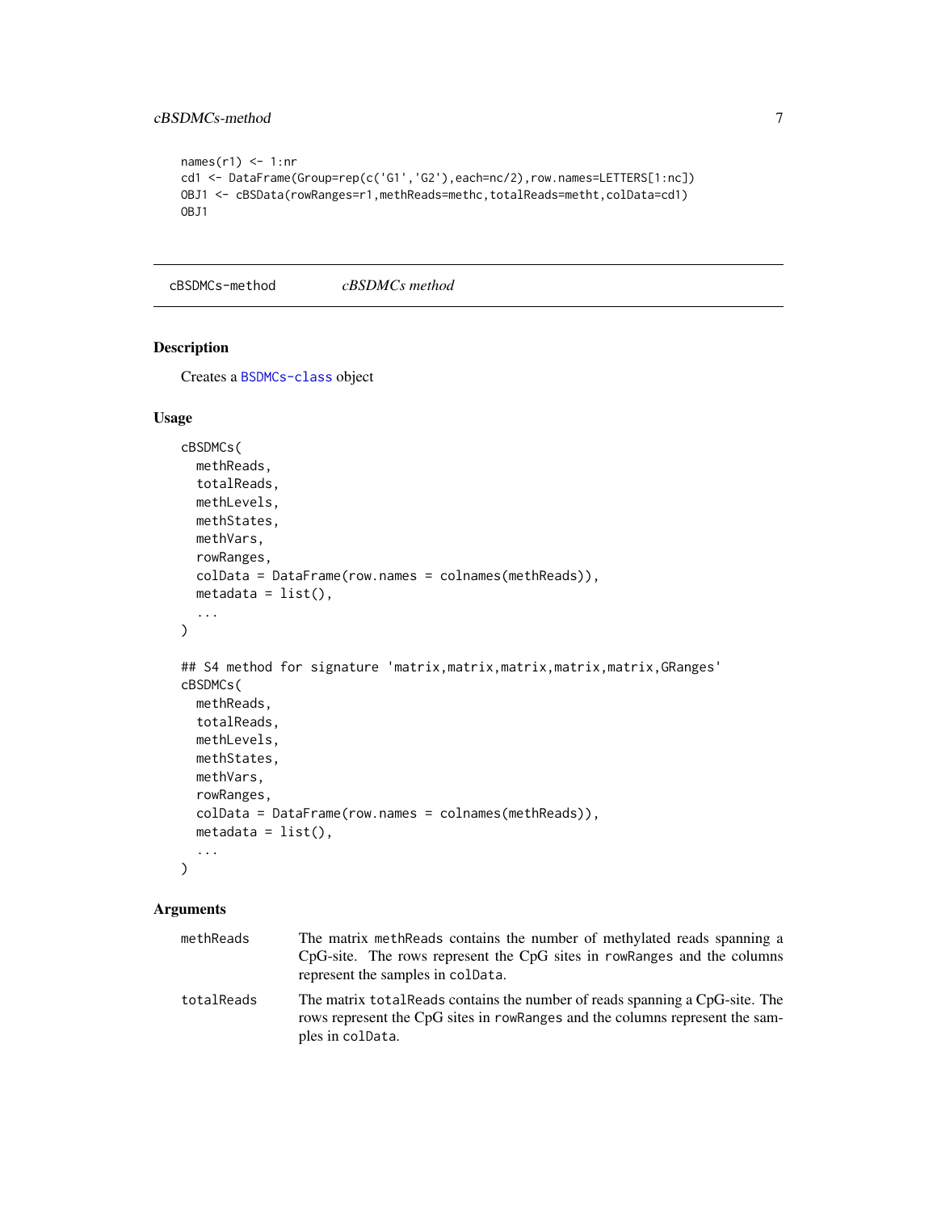```
names(r1) <- 1:nr
cd1 <- DataFrame(Group=rep(c('G1','G2'),each=nc/2),row.names=LETTERS[1:nc])
OBJ1 <- cBSData(rowRanges=r1,methReads=methc,totalReads=metht,colData=cd1)
OBJ1
```

---

`cBSDMCs-method` *cBSDMCs method*

---

## Description

Creates a `BSDMCs-class` object

## Usage

```
cBSDMCs(
  methReads,
  totalReads,
  methLevels,
  methStates,
  methVars,
  rowRanges,
  colData = DataFrame(row.names = colnames(methReads)),
  metadata = list(),
  ...
)

## S4 method for signature 'matrix,matrix,matrix,matrix,matrix,GRanges'
cBSDMCs(
  methReads,
  totalReads,
  methLevels,
  methStates,
  methVars,
  rowRanges,
  colData = DataFrame(row.names = colnames(methReads)),
  metadata = list(),
  ...
)
```

## Arguments

| | |
|---|---|
| `methReads` | The matrix `methReads` contains the number of methylated reads spanning a CpG-site. The rows represent the CpG sites in `rowRanges` and the columns represent the samples in `colData`. |
| `totalReads` | The matrix `totalReads` contains the number of reads spanning a CpG-site. The rows represent the CpG sites in `rowRanges` and the columns represent the samples in `colData`. |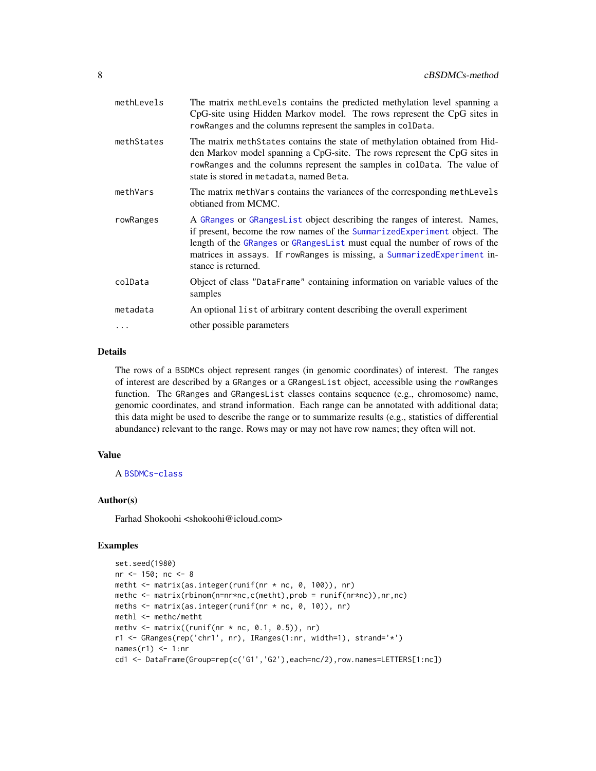| | |
|---|---|
| methLevels | The matrix methLevels contains the predicted methylation level spanning a CpG-site using Hidden Markov model. The rows represent the CpG sites in rowRanges and the columns represent the samples in colData. |
| methStates | The matrix methStates contains the state of methylation obtained from Hidden Markov model spanning a CpG-site. The rows represent the CpG sites in rowRanges and the columns represent the samples in colData. The value of state is stored in metadata, named Beta. |
| methVars | The matrix methVars contains the variances of the corresponding methLevels obtianed from MCMC. |
| rowRanges | A GRanges or GRangesList object describing the ranges of interest. Names, if present, become the row names of the SummarizedExperiment object. The length of the GRanges or GRangesList must equal the number of rows of the matrices in assays. If rowRanges is missing, a SummarizedExperiment instance is returned. |
| colData | Object of class "DataFrame" containing information on variable values of the samples |
| metadata | An optional list of arbitrary content describing the overall experiment |
| ... | other possible parameters |

### Details

The rows of a BSDMCs object represent ranges (in genomic coordinates) of interest. The ranges of interest are described by a GRanges or a GRangesList object, accessible using the rowRanges function. The GRanges and GRangesList classes contains sequence (e.g., chromosome) name, genomic coordinates, and strand information. Each range can be annotated with additional data; this data might be used to describe the range or to summarize results (e.g., statistics of differential abundance) relevant to the range. Rows may or may not have row names; they often will not.

### Value

A BSDMCs-class

### Author(s)

Farhad Shokoohi <shokoohi@icloud.com>

### Examples

```
set.seed(1980)
nr <- 150; nc <- 8
metht <- matrix(as.integer(runif(nr * nc, 0, 100)), nr)
methc <- matrix(rbinom(n=nr*nc,c(metht),prob = runif(nr*nc)),nr,nc)
meths <- matrix(as.integer(runif(nr * nc, 0, 10)), nr)
methl <- methc/metht
methv <- matrix((runif(nr * nc, 0.1, 0.5)), nr)
r1 <- GRanges(rep('chr1', nr), IRanges(1:nr, width=1), strand='*')
names(r1) <- 1:nr
cd1 <- DataFrame(Group=rep(c('G1','G2'),each=nc/2),row.names=LETTERS[1:nc])
```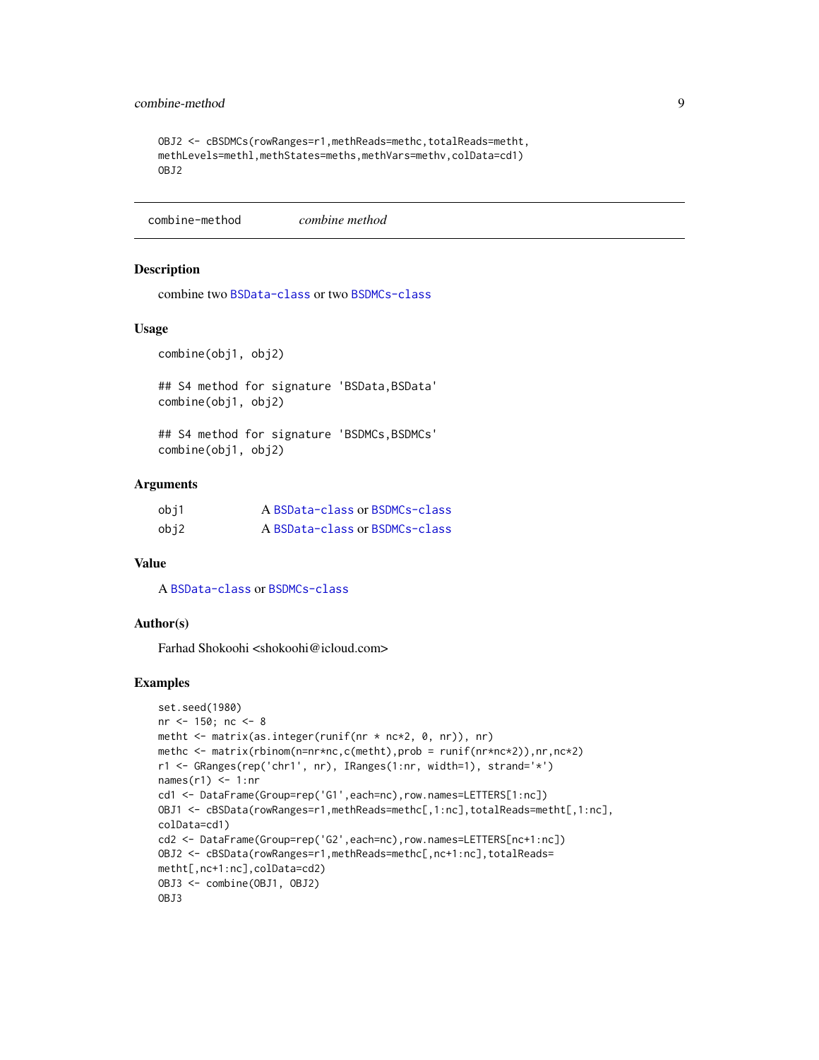```
OBJ2 <- cBSDMCs(rowRanges=r1,methReads=methc,totalReads=metht,
methLevels=methl,methStates=meths,methVars=methv,colData=cd1)
OBJ2
```

## combine-method *combine method*

### Description

combine two BSData-class or two BSDMCs-class

### Usage

```
combine(obj1, obj2)

## S4 method for signature 'BSData,BSData'
combine(obj1, obj2)

## S4 method for signature 'BSDMCs,BSDMCs'
combine(obj1, obj2)
```

### Arguments

| | |
|---|---|
| obj1 | A BSData-class or BSDMCs-class |
| obj2 | A BSData-class or BSDMCs-class |

### Value

A BSData-class or BSDMCs-class

### Author(s)

Farhad Shokoohi <shokoohi@icloud.com>

### Examples

```
set.seed(1980)
nr <- 150; nc <- 8
metht <- matrix(as.integer(runif(nr * nc*2, 0, nr)), nr)
methc <- matrix(rbinom(n=nr*nc,c(metht),prob = runif(nr*nc*2)),nr,nc*2)
r1 <- GRanges(rep('chr1', nr), IRanges(1:nr, width=1), strand='*')
names(r1) <- 1:nr
cd1 <- DataFrame(Group=rep('G1',each=nc),row.names=LETTERS[1:nc])
OBJ1 <- cBSData(rowRanges=r1,methReads=methc[,1:nc],totalReads=metht[,1:nc],
colData=cd1)
cd2 <- DataFrame(Group=rep('G2',each=nc),row.names=LETTERS[nc+1:nc])
OBJ2 <- cBSData(rowRanges=r1,methReads=methc[,nc+1:nc],totalReads=
metht[,nc+1:nc],colData=cd2)
OBJ3 <- combine(OBJ1, OBJ2)
OBJ3
```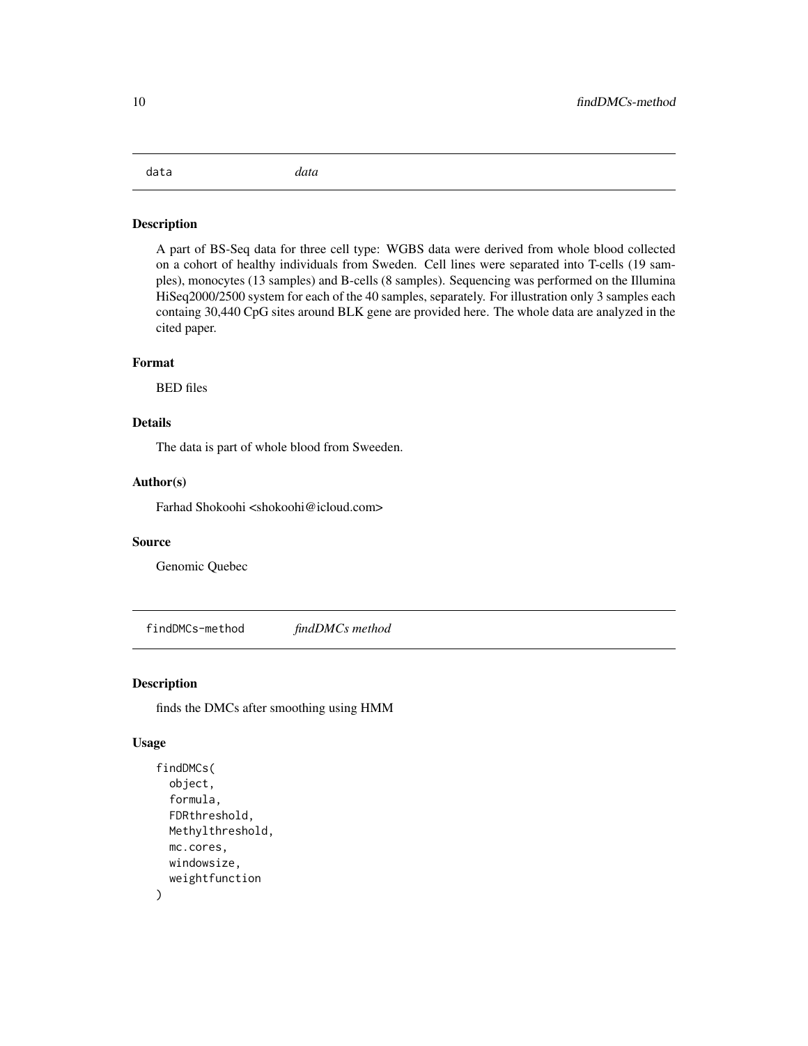## data *data*

### Description

A part of BS-Seq data for three cell type: WGBS data were derived from whole blood collected on a cohort of healthy individuals from Sweden. Cell lines were separated into T-cells (19 samples), monocytes (13 samples) and B-cells (8 samples). Sequencing was performed on the Illumina HiSeq2000/2500 system for each of the 40 samples, separately. For illustration only 3 samples each containg 30,440 CpG sites around BLK gene are provided here. The whole data are analyzed in the cited paper.

### Format

BED files

### Details

The data is part of whole blood from Sweeden.

### Author(s)

Farhad Shokoohi <shokoohi@icloud.com>

### Source

Genomic Quebec

## findDMCs-method *findDMCs method*

### Description

finds the DMCs after smoothing using HMM

### Usage

```
findDMCs(
  object,
  formula,
  FDRthreshold,
  Methylthreshold,
  mc.cores,
  windowsize,
  weightfunction
)
```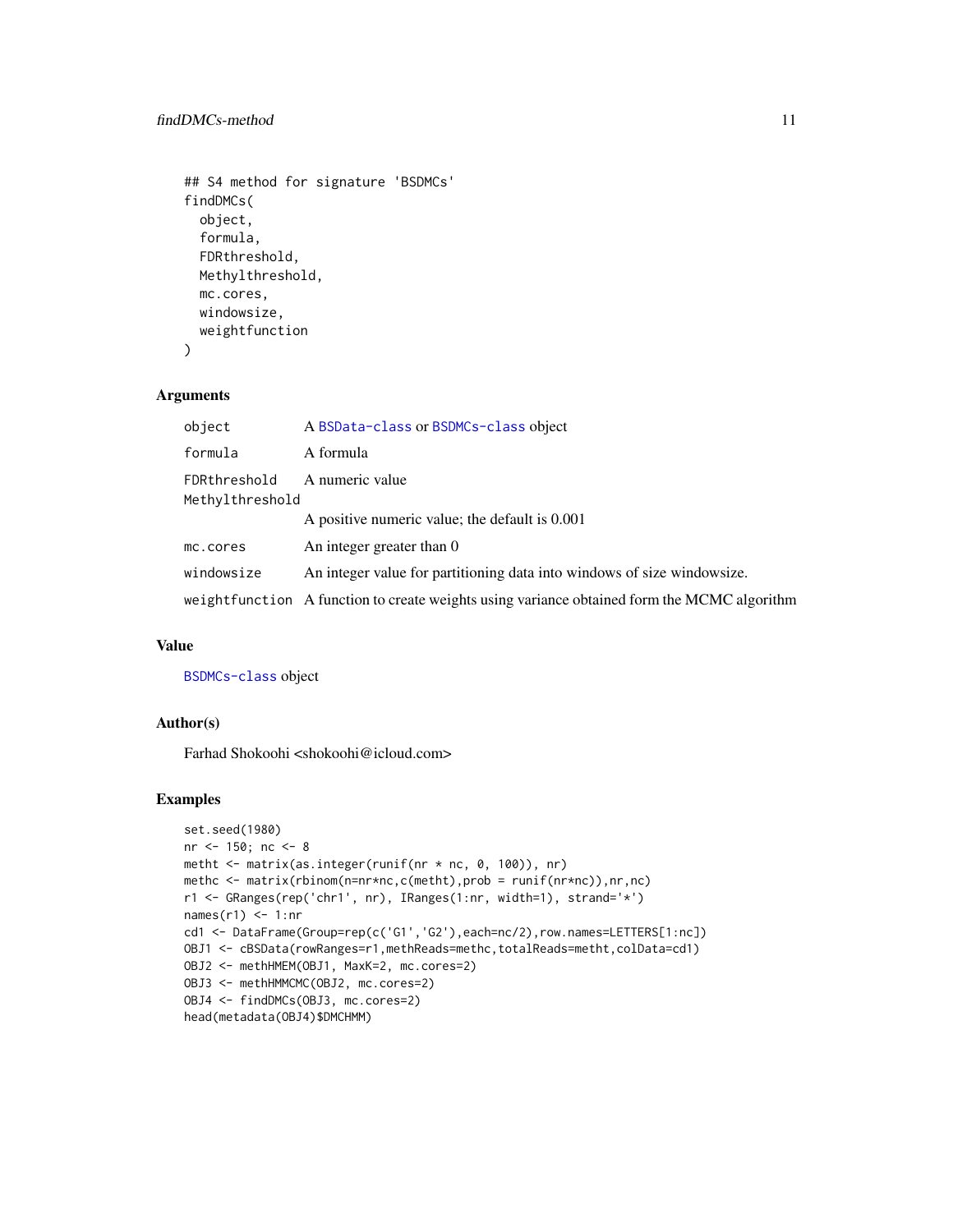```
## S4 method for signature 'BSDMCs'
findDMCs(
  object,
  formula,
  FDRthreshold,
  Methylthreshold,
  mc.cores,
  windowsize,
  weightfunction
)
```

### Arguments

| | |
|---|---|
| object | A BSData-class or BSDMCs-class object |
| formula | A formula |
| FDRthreshold | A numeric value |
| Methylthreshold | A positive numeric value; the default is 0.001 |
| mc.cores | An integer greater than 0 |
| windowsize | An integer value for partitioning data into windows of size windowsize. |
| weightfunction | A function to create weights using variance obtained form the MCMC algorithm |

### Value

BSDMCs-class object

### Author(s)

Farhad Shokoohi <shokoohi@icloud.com>

### Examples

```
set.seed(1980)
nr <- 150; nc <- 8
metht <- matrix(as.integer(runif(nr * nc, 0, 100)), nr)
methc <- matrix(rbinom(n=nr*nc,c(metht),prob = runif(nr*nc)),nr,nc)
r1 <- GRanges(rep('chr1', nr), IRanges(1:nr, width=1), strand='*')
names(r1) <- 1:nr
cd1 <- DataFrame(Group=rep(c('G1','G2'),each=nc/2),row.names=LETTERS[1:nc])
OBJ1 <- cBSData(rowRanges=r1,methReads=methc,totalReads=metht,colData=cd1)
OBJ2 <- methHMEM(OBJ1, MaxK=2, mc.cores=2)
OBJ3 <- methHMMCMC(OBJ2, mc.cores=2)
OBJ4 <- findDMCs(OBJ3, mc.cores=2)
head(metadata(OBJ4)$DMCHMM)
```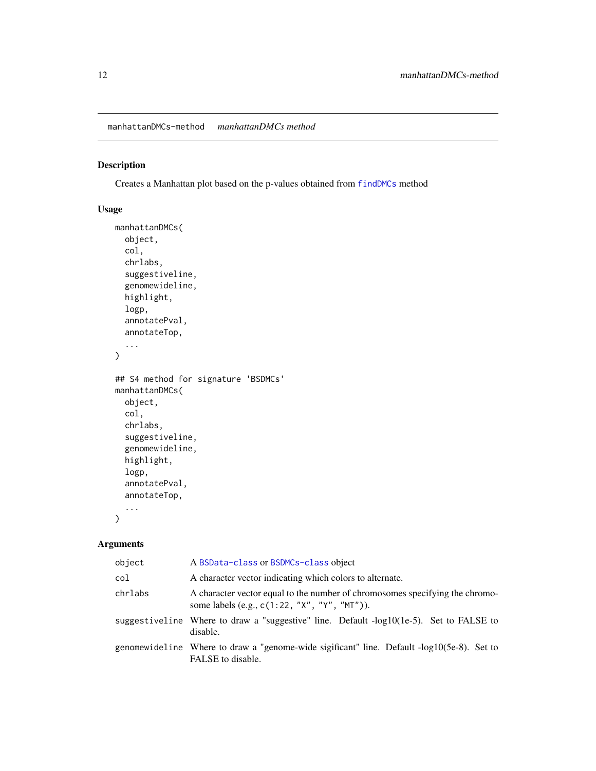manhattanDMCs-method    *manhattanDMCs method*

## Description

Creates a Manhattan plot based on the p-values obtained from `findDMCs` method

## Usage

```
manhattanDMCs(
  object,
  col,
  chrlabs,
  suggestiveline,
  genomewideline,
  highlight,
  logp,
  annotatePval,
  annotateTop,
  ...
)

## S4 method for signature 'BSDMCs'
manhattanDMCs(
  object,
  col,
  chrlabs,
  suggestiveline,
  genomewideline,
  highlight,
  logp,
  annotatePval,
  annotateTop,
  ...
)
```

## Arguments

| | |
|---|---|
| `object` | A `BSData-class` or `BSDMCs-class` object |
| `col` | A character vector indicating which colors to alternate. |
| `chrlabs` | A character vector equal to the number of chromosomes specifying the chromosome labels (e.g., `c(1:22, "X", "Y", "MT")`). |
| `suggestiveline` | Where to draw a "suggestive" line. Default -log10(1e-5). Set to FALSE to disable. |
| `genomewideline` | Where to draw a "genome-wide sigificant" line. Default -log10(5e-8). Set to FALSE to disable. |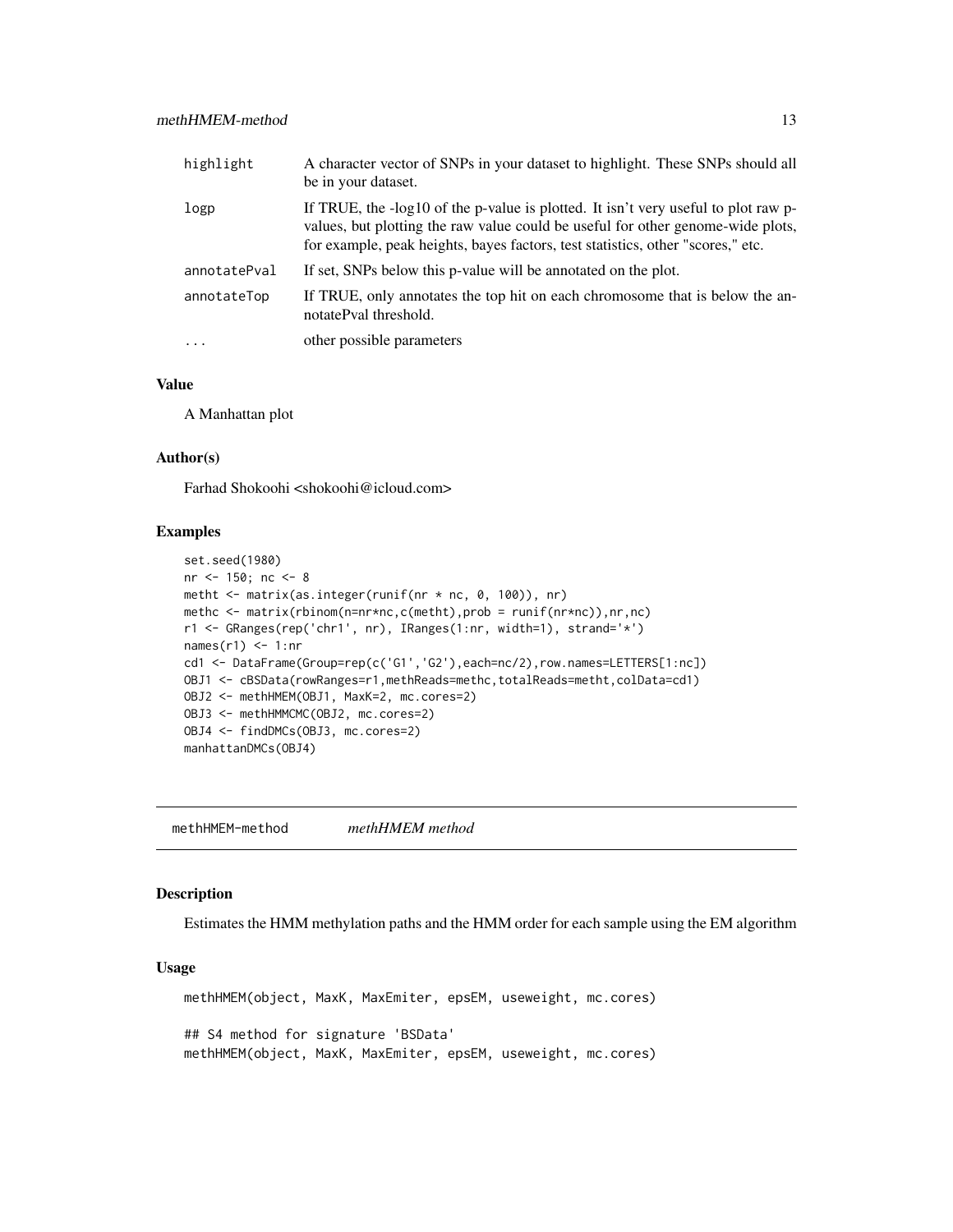| | |
|---|---|
| highlight | A character vector of SNPs in your dataset to highlight. These SNPs should all be in your dataset. |
| logp | If TRUE, the -log10 of the p-value is plotted. It isn't very useful to plot raw p-values, but plotting the raw value could be useful for other genome-wide plots, for example, peak heights, bayes factors, test statistics, other "scores," etc. |
| annotatePval | If set, SNPs below this p-value will be annotated on the plot. |
| annotateTop | If TRUE, only annotates the top hit on each chromosome that is below the annotatePval threshold. |
| ... | other possible parameters |

### Value

A Manhattan plot

### Author(s)

Farhad Shokoohi <shokoohi@icloud.com>

### Examples

```
set.seed(1980)
nr <- 150; nc <- 8
metht <- matrix(as.integer(runif(nr * nc, 0, 100)), nr)
methc <- matrix(rbinom(n=nr*nc,c(metht),prob = runif(nr*nc)),nr,nc)
r1 <- GRanges(rep('chr1', nr), IRanges(1:nr, width=1), strand='*')
names(r1) <- 1:nr
cd1 <- DataFrame(Group=rep(c('G1','G2'),each=nc/2),row.names=LETTERS[1:nc])
OBJ1 <- cBSData(rowRanges=r1,methReads=methc,totalReads=metht,colData=cd1)
OBJ2 <- methHMEM(OBJ1, MaxK=2, mc.cores=2)
OBJ3 <- methHMMCMC(OBJ2, mc.cores=2)
OBJ4 <- findDMCs(OBJ3, mc.cores=2)
manhattanDMCs(OBJ4)
```

---

## methHMEM-method *methHMEM method*

### Description

Estimates the HMM methylation paths and the HMM order for each sample using the EM algorithm

### Usage

```
methHMEM(object, MaxK, MaxEmiter, epsEM, useweight, mc.cores)

## S4 method for signature 'BSData'
methHMEM(object, MaxK, MaxEmiter, epsEM, useweight, mc.cores)
```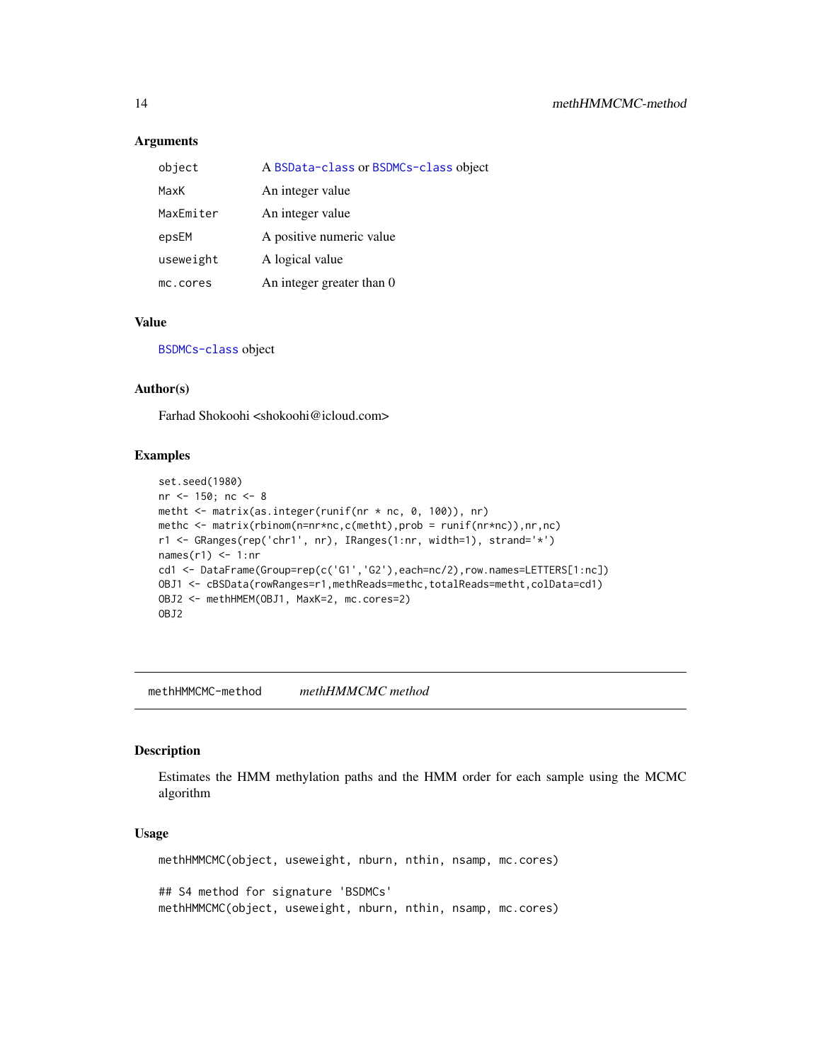### Arguments

| | |
|---|---|
| object | A BSData-class or BSDMCs-class object |
| MaxK | An integer value |
| MaxEmiter | An integer value |
| epsEM | A positive numeric value |
| useweight | A logical value |
| mc.cores | An integer greater than 0 |

### Value

BSDMCs-class object

### Author(s)

Farhad Shokoohi <shokoohi@icloud.com>

### Examples

```
set.seed(1980)
nr <- 150; nc <- 8
metht <- matrix(as.integer(runif(nr * nc, 0, 100)), nr)
methc <- matrix(rbinom(n=nr*nc,c(metht),prob = runif(nr*nc)),nr,nc)
r1 <- GRanges(rep('chr1', nr), IRanges(1:nr, width=1), strand='*')
names(r1) <- 1:nr
cd1 <- DataFrame(Group=rep(c('G1','G2'),each=nc/2),row.names=LETTERS[1:nc])
OBJ1 <- cBSData(rowRanges=r1,methReads=methc,totalReads=metht,colData=cd1)
OBJ2 <- methHMEM(OBJ1, MaxK=2, mc.cores=2)
OBJ2
```

## methHMMCMC-method    *methHMMCMC method*

### Description

Estimates the HMM methylation paths and the HMM order for each sample using the MCMC algorithm

### Usage

```
methHMMCMC(object, useweight, nburn, nthin, nsamp, mc.cores)

## S4 method for signature 'BSDMCs'
methHMMCMC(object, useweight, nburn, nthin, nsamp, mc.cores)
```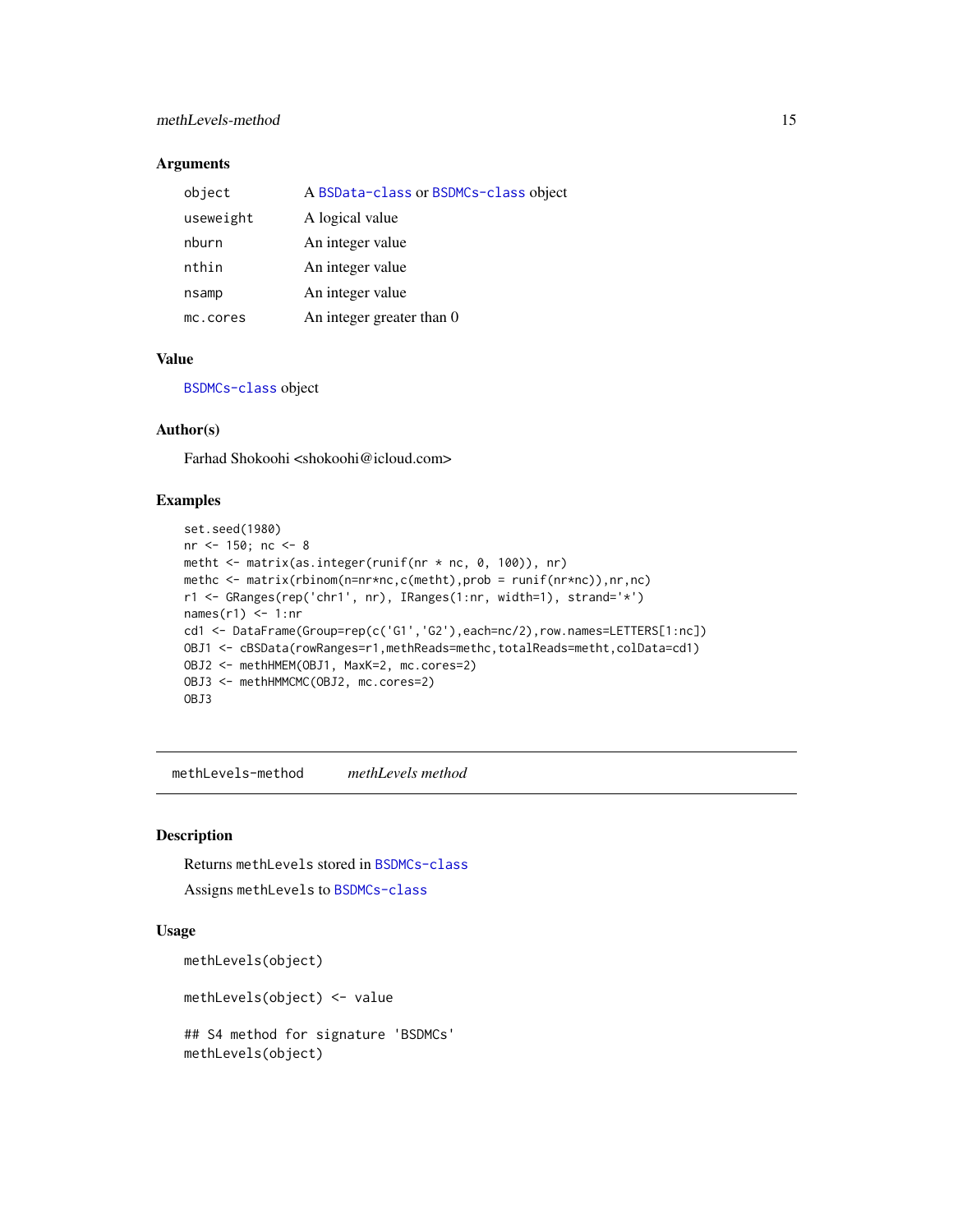## Arguments

| | |
|---|---|
| object | A BSData-class or BSDMCs-class object |
| useweight | A logical value |
| nburn | An integer value |
| nthin | An integer value |
| nsamp | An integer value |
| mc.cores | An integer greater than 0 |

## Value

BSDMCs-class object

## Author(s)

Farhad Shokoohi <shokoohi@icloud.com>

## Examples

```
set.seed(1980)
nr <- 150; nc <- 8
metht <- matrix(as.integer(runif(nr * nc, 0, 100)), nr)
methc <- matrix(rbinom(n=nr*nc,c(metht),prob = runif(nr*nc)),nr,nc)
r1 <- GRanges(rep('chr1', nr), IRanges(1:nr, width=1), strand='*')
names(r1) <- 1:nr
cd1 <- DataFrame(Group=rep(c('G1','G2'),each=nc/2),row.names=LETTERS[1:nc])
OBJ1 <- cBSData(rowRanges=r1,methReads=methc,totalReads=metht,colData=cd1)
OBJ2 <- methHMEM(OBJ1, MaxK=2, mc.cores=2)
OBJ3 <- methHMMCMC(OBJ2, mc.cores=2)
OBJ3
```

---

# methLevels-method *methLevels method*

## Description

Returns methLevels stored in BSDMCs-class

Assigns methLevels to BSDMCs-class

## Usage

```
methLevels(object)

methLevels(object) <- value

## S4 method for signature 'BSDMCs'
methLevels(object)
```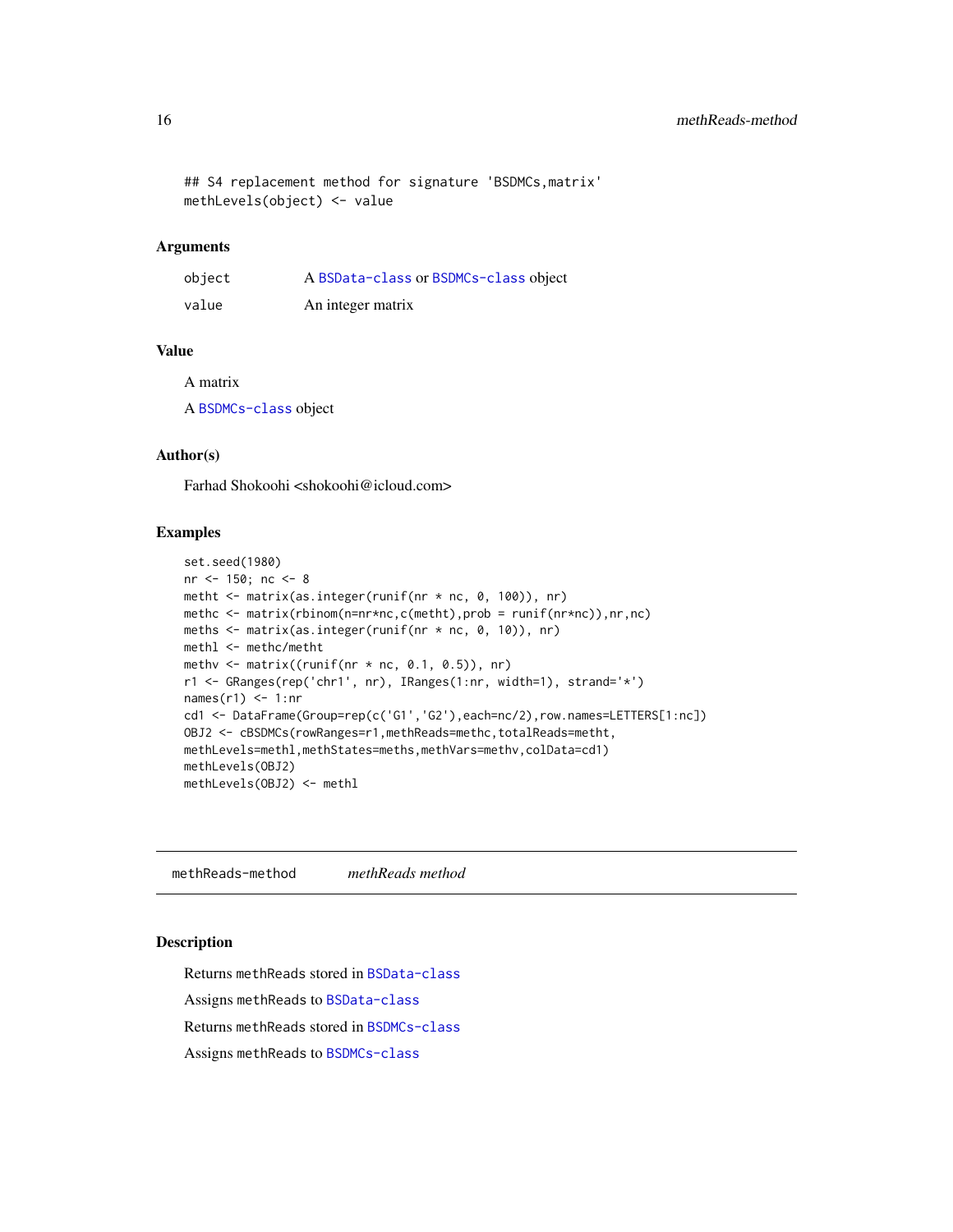```
## S4 replacement method for signature 'BSDMCs,matrix'
methLevels(object) <- value
```

### Arguments

| | |
|---|---|
| object | A BSData-class or BSDMCs-class object |
| value | An integer matrix |

### Value

A matrix

A BSDMCs-class object

### Author(s)

Farhad Shokoohi <shokoohi@icloud.com>

### Examples

```
set.seed(1980)
nr <- 150; nc <- 8
metht <- matrix(as.integer(runif(nr * nc, 0, 100)), nr)
methc <- matrix(rbinom(n=nr*nc,c(metht),prob = runif(nr*nc)),nr,nc)
meths <- matrix(as.integer(runif(nr * nc, 0, 10)), nr)
methl <- methc/metht
methv <- matrix((runif(nr * nc, 0.1, 0.5)), nr)
r1 <- GRanges(rep('chr1', nr), IRanges(1:nr, width=1), strand='*')
names(r1) <- 1:nr
cd1 <- DataFrame(Group=rep(c('G1','G2'),each=nc/2),row.names=LETTERS[1:nc])
OBJ2 <- cBSDMCs(rowRanges=r1,methReads=methc,totalReads=metht,
methLevels=methl,methStates=meths,methVars=methv,colData=cd1)
methLevels(OBJ2)
methLevels(OBJ2) <- methl
```

---

## methReads-method *methReads method*

### Description

Returns methReads stored in BSData-class

Assigns methReads to BSData-class

Returns methReads stored in BSDMCs-class

Assigns methReads to BSDMCs-class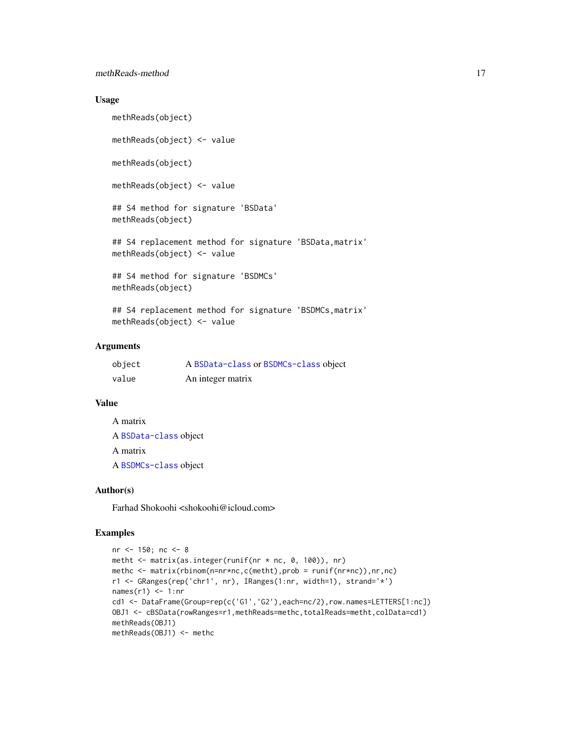### Usage

```
methReads(object)

methReads(object) <- value

methReads(object)

methReads(object) <- value

## S4 method for signature 'BSData'
methReads(object)

## S4 replacement method for signature 'BSData,matrix'
methReads(object) <- value

## S4 method for signature 'BSDMCs'
methReads(object)

## S4 replacement method for signature 'BSDMCs,matrix'
methReads(object) <- value
```

### Arguments

| | |
|---|---|
| object | A BSData-class or BSDMCs-class object |
| value | An integer matrix |

### Value

A matrix

A BSData-class object

A matrix

A BSDMCs-class object

### Author(s)

Farhad Shokoohi <shokoohi@icloud.com>

### Examples

```
nr <- 150; nc <- 8
metht <- matrix(as.integer(runif(nr * nc, 0, 100)), nr)
methc <- matrix(rbinom(n=nr*nc,c(metht),prob = runif(nr*nc)),nr,nc)
r1 <- GRanges(rep('chr1', nr), IRanges(1:nr, width=1), strand='*')
names(r1) <- 1:nr
cd1 <- DataFrame(Group=rep(c('G1','G2'),each=nc/2),row.names=LETTERS[1:nc])
OBJ1 <- cBSData(rowRanges=r1,methReads=methc,totalReads=metht,colData=cd1)
methReads(OBJ1)
methReads(OBJ1) <- methc
```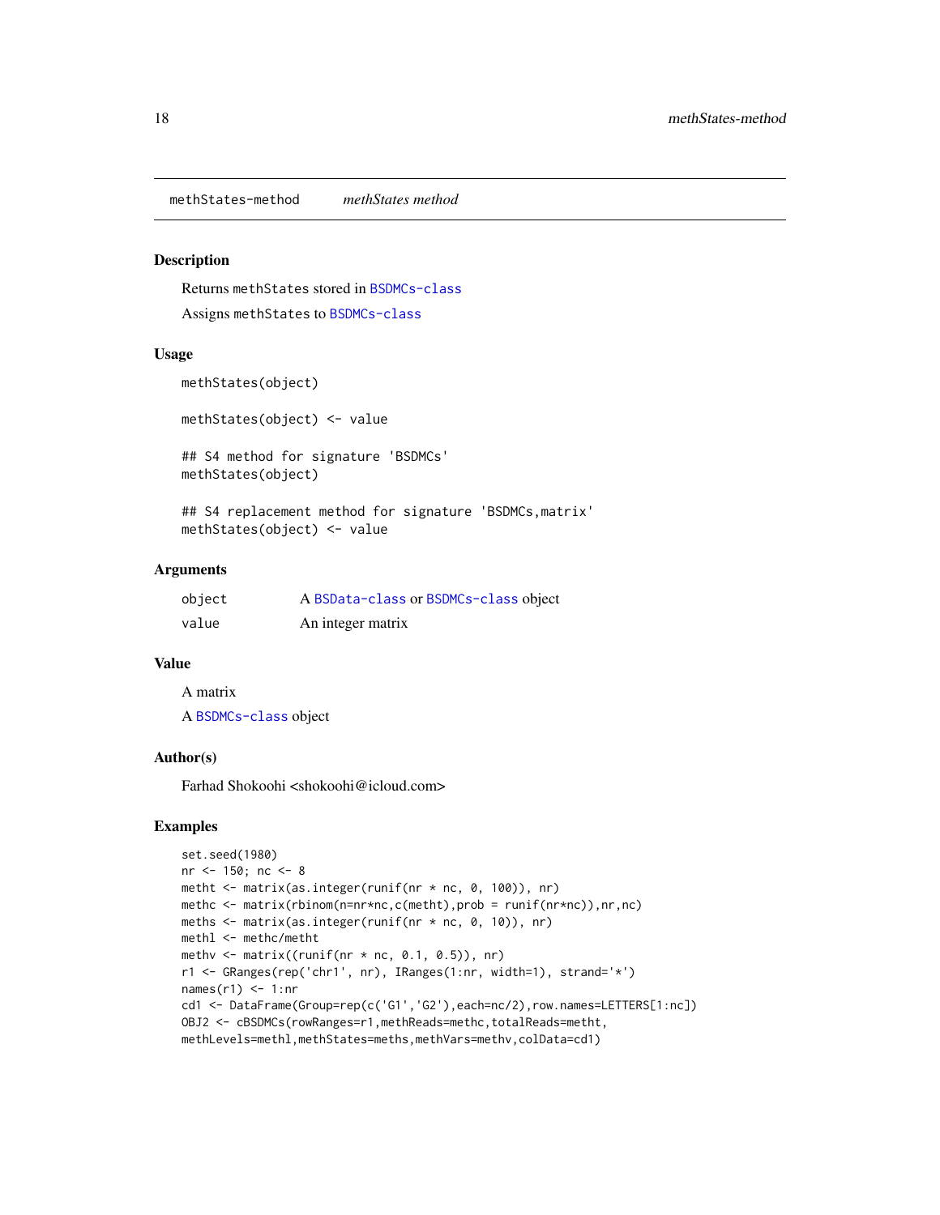methStates-method &emsp; *methStates method*

## Description

Returns `methStates` stored in `BSDMCs-class`

Assigns `methStates` to `BSDMCs-class`

## Usage

```
methStates(object)

methStates(object) <- value

## S4 method for signature 'BSDMCs'
methStates(object)

## S4 replacement method for signature 'BSDMCs,matrix'
methStates(object) <- value
```

## Arguments

| | |
|---|---|
| `object` | A `BSData-class` or `BSDMCs-class` object |
| `value` | An integer matrix |

## Value

A matrix

A `BSDMCs-class` object

## Author(s)

Farhad Shokoohi <shokoohi@icloud.com>

## Examples

```
set.seed(1980)
nr <- 150; nc <- 8
metht <- matrix(as.integer(runif(nr * nc, 0, 100)), nr)
methc <- matrix(rbinom(n=nr*nc,c(metht),prob = runif(nr*nc)),nr,nc)
meths <- matrix(as.integer(runif(nr * nc, 0, 10)), nr)
methl <- methc/metht
methv <- matrix((runif(nr * nc, 0.1, 0.5)), nr)
r1 <- GRanges(rep('chr1', nr), IRanges(1:nr, width=1), strand='*')
names(r1) <- 1:nr
cd1 <- DataFrame(Group=rep(c('G1','G2'),each=nc/2),row.names=LETTERS[1:nc])
OBJ2 <- cBSDMCs(rowRanges=r1,methReads=methc,totalReads=metht,
methLevels=methl,methStates=meths,methVars=methv,colData=cd1)
```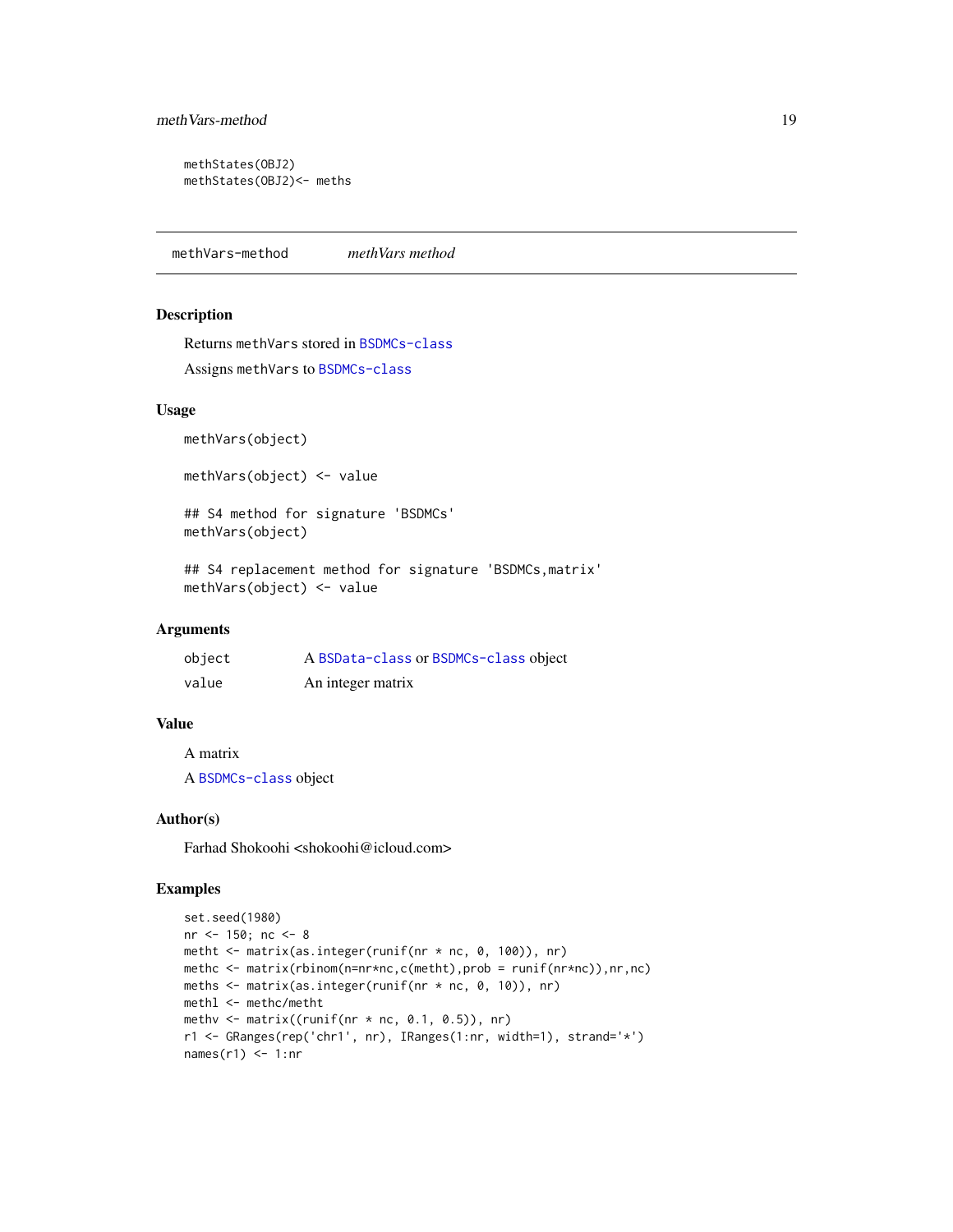```
methStates(OBJ2)
methStates(OBJ2)<- meths
```

## methVars-method *methVars method*

### Description

Returns `methVars` stored in `BSDMCs-class`

Assigns `methVars` to `BSDMCs-class`

### Usage

```
methVars(object)

methVars(object) <- value

## S4 method for signature 'BSDMCs'
methVars(object)

## S4 replacement method for signature 'BSDMCs,matrix'
methVars(object) <- value
```

### Arguments

| | |
|---|---|
| `object` | A `BSData-class` or `BSDMCs-class` object |
| `value` | An integer matrix |

### Value

A matrix

A `BSDMCs-class` object

### Author(s)

Farhad Shokoohi <shokoohi@icloud.com>

### Examples

```
set.seed(1980)
nr <- 150; nc <- 8
metht <- matrix(as.integer(runif(nr * nc, 0, 100)), nr)
methc <- matrix(rbinom(n=nr*nc,c(metht),prob = runif(nr*nc)),nr,nc)
meths <- matrix(as.integer(runif(nr * nc, 0, 10)), nr)
methl <- methc/metht
methv <- matrix((runif(nr * nc, 0.1, 0.5)), nr)
r1 <- GRanges(rep('chr1', nr), IRanges(1:nr, width=1), strand='*')
names(r1) <- 1:nr
```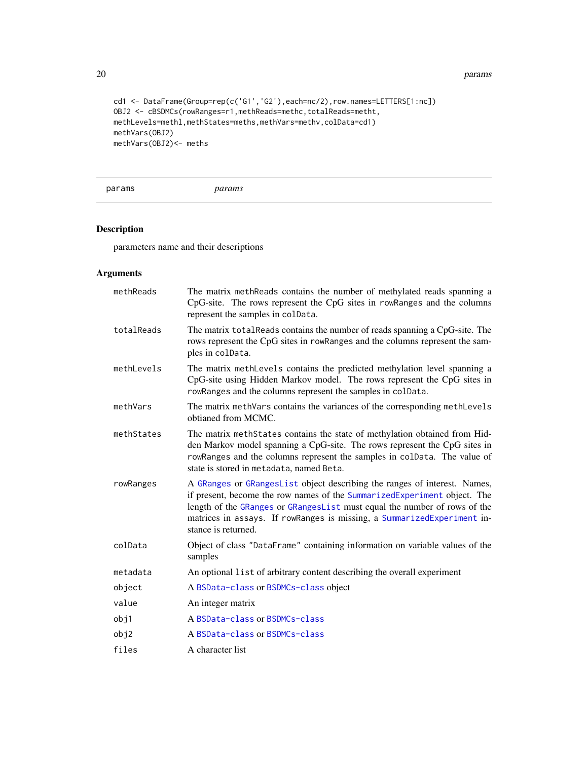```
cd1 <- DataFrame(Group=rep(c('G1','G2'),each=nc/2),row.names=LETTERS[1:nc])
OBJ2 <- cBSDMCs(rowRanges=r1,methReads=methc,totalReads=metht,
methLevels=methl,methStates=meths,methVars=methv,colData=cd1)
methVars(OBJ2)
methVars(OBJ2)<- meths
```

---

params *params*

---

## Description

parameters name and their descriptions

## Arguments

| | |
|---|---|
| methReads | The matrix methReads contains the number of methylated reads spanning a CpG-site. The rows represent the CpG sites in rowRanges and the columns represent the samples in colData. |
| totalReads | The matrix totalReads contains the number of reads spanning a CpG-site. The rows represent the CpG sites in rowRanges and the columns represent the samples in colData. |
| methLevels | The matrix methLevels contains the predicted methylation level spanning a CpG-site using Hidden Markov model. The rows represent the CpG sites in rowRanges and the columns represent the samples in colData. |
| methVars | The matrix methVars contains the variances of the corresponding methLevels obtianed from MCMC. |
| methStates | The matrix methStates contains the state of methylation obtained from Hidden Markov model spanning a CpG-site. The rows represent the CpG sites in rowRanges and the columns represent the samples in colData. The value of state is stored in metadata, named Beta. |
| rowRanges | A GRanges or GRangesList object describing the ranges of interest. Names, if present, become the row names of the SummarizedExperiment object. The length of the GRanges or GRangesList must equal the number of rows of the matrices in assays. If rowRanges is missing, a SummarizedExperiment instance is returned. |
| colData | Object of class "DataFrame" containing information on variable values of the samples |
| metadata | An optional list of arbitrary content describing the overall experiment |
| object | A BSData-class or BSDMCs-class object |
| value | An integer matrix |
| obj1 | A BSData-class or BSDMCs-class |
| obj2 | A BSData-class or BSDMCs-class |
| files | A character list |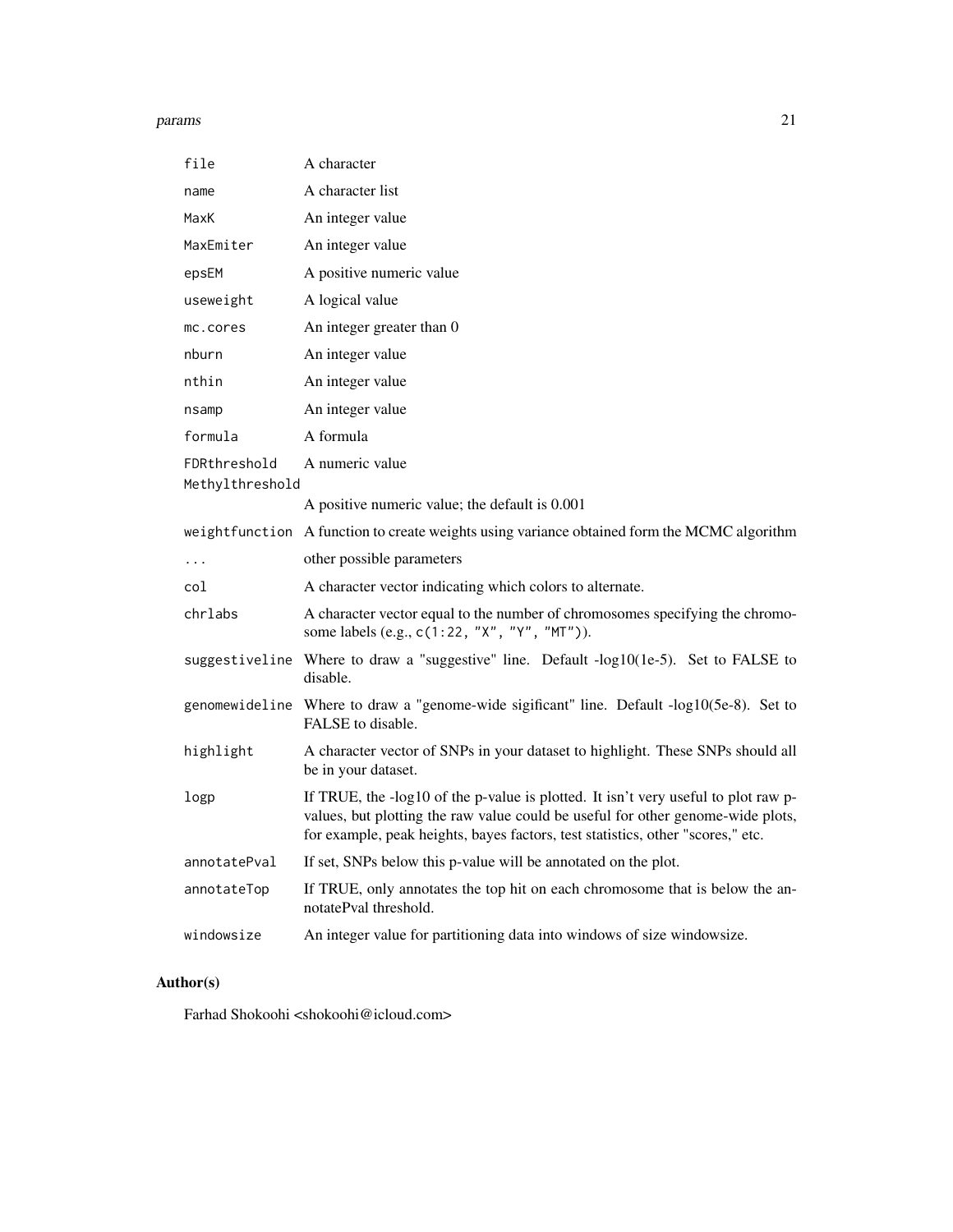| | |
|---|---|
| `file` | A character |
| `name` | A character list |
| `MaxK` | An integer value |
| `MaxEmiter` | An integer value |
| `epsEM` | A positive numeric value |
| `useweight` | A logical value |
| `mc.cores` | An integer greater than 0 |
| `nburn` | An integer value |
| `nthin` | An integer value |
| `nsamp` | An integer value |
| `formula` | A formula |
| `FDRthreshold` | A numeric value |
| `Methylthreshold` | A positive numeric value; the default is 0.001 |
| `weightfunction` | A function to create weights using variance obtained form the MCMC algorithm |
| `...` | other possible parameters |
| `col` | A character vector indicating which colors to alternate. |
| `chrlabs` | A character vector equal to the number of chromosomes specifying the chromosome labels (e.g., `c(1:22, "X", "Y", "MT")`). |
| `suggestiveline` | Where to draw a "suggestive" line. Default -log10(1e-5). Set to FALSE to disable. |
| `genomewideline` | Where to draw a "genome-wide sigificant" line. Default -log10(5e-8). Set to FALSE to disable. |
| `highlight` | A character vector of SNPs in your dataset to highlight. These SNPs should all be in your dataset. |
| `logp` | If TRUE, the -log10 of the p-value is plotted. It isn't very useful to plot raw p-values, but plotting the raw value could be useful for other genome-wide plots, for example, peak heights, bayes factors, test statistics, other "scores," etc. |
| `annotatePval` | If set, SNPs below this p-value will be annotated on the plot. |
| `annotateTop` | If TRUE, only annotates the top hit on each chromosome that is below the annotatePval threshold. |
| `windowsize` | An integer value for partitioning data into windows of size windowsize. |

## Author(s)

Farhad Shokoohi <shokoohi@icloud.com>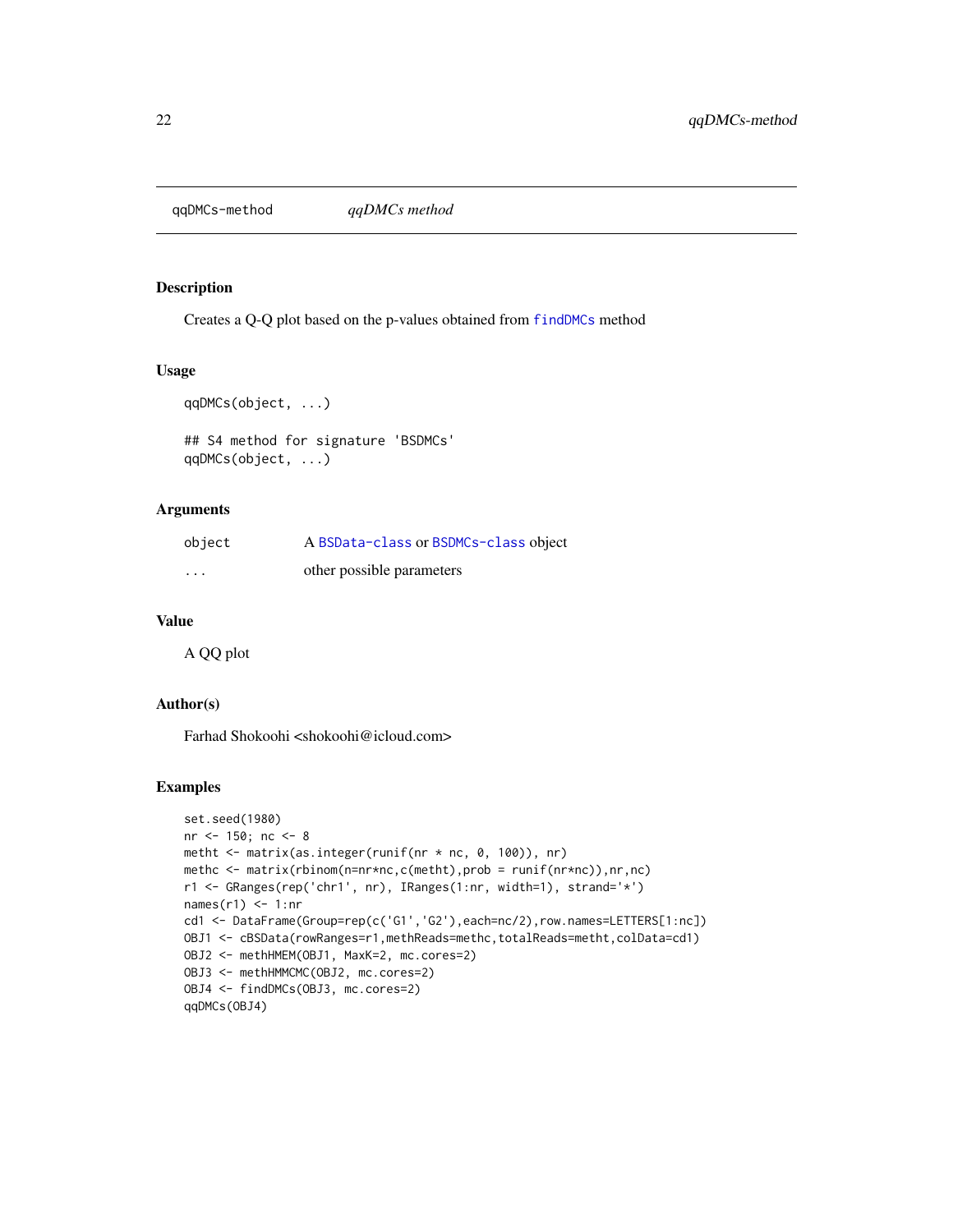## qqDMCs-method    *qqDMCs method*

### Description

Creates a Q-Q plot based on the p-values obtained from findDMCs method

### Usage

```
qqDMCs(object, ...)

## S4 method for signature 'BSDMCs'
qqDMCs(object, ...)
```

### Arguments

| | |
|---|---|
| object | A BSData-class or BSDMCs-class object |
| ... | other possible parameters |

### Value

A QQ plot

### Author(s)

Farhad Shokoohi <shokoohi@icloud.com>

### Examples

```
set.seed(1980)
nr <- 150; nc <- 8
metht <- matrix(as.integer(runif(nr * nc, 0, 100)), nr)
methc <- matrix(rbinom(n=nr*nc,c(metht),prob = runif(nr*nc)),nr,nc)
r1 <- GRanges(rep('chr1', nr), IRanges(1:nr, width=1), strand='*')
names(r1) <- 1:nr
cd1 <- DataFrame(Group=rep(c('G1','G2'),each=nc/2),row.names=LETTERS[1:nc])
OBJ1 <- cBSData(rowRanges=r1,methReads=methc,totalReads=metht,colData=cd1)
OBJ2 <- methHMEM(OBJ1, MaxK=2, mc.cores=2)
OBJ3 <- methHMMCMC(OBJ2, mc.cores=2)
OBJ4 <- findDMCs(OBJ3, mc.cores=2)
qqDMCs(OBJ4)
```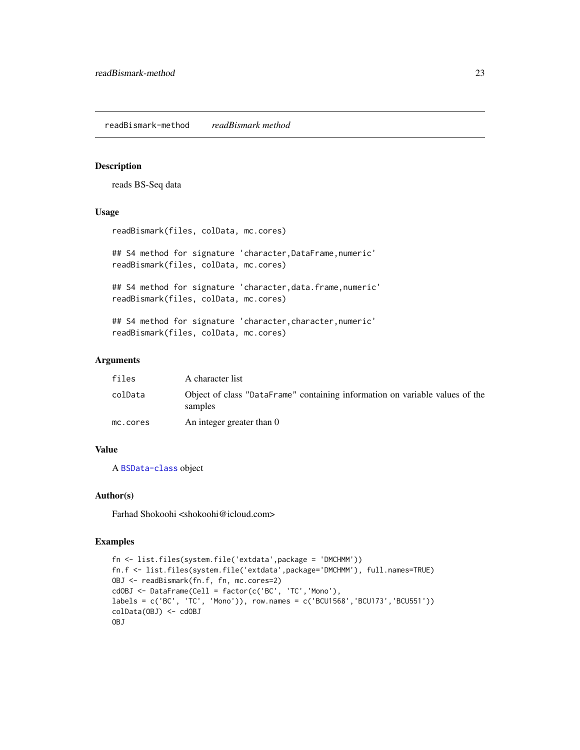## readBisMark-method &nbsp;&nbsp;&nbsp; *readBismark method*

### Description

reads BS-Seq data

### Usage

```
readBismark(files, colData, mc.cores)

## S4 method for signature 'character,DataFrame,numeric'
readBismark(files, colData, mc.cores)

## S4 method for signature 'character,data.frame,numeric'
readBismark(files, colData, mc.cores)

## S4 method for signature 'character,character,numeric'
readBismark(files, colData, mc.cores)
```

### Arguments

| | |
|---|---|
| `files` | A character list |
| `colData` | Object of class "DataFrame" containing information on variable values of the samples |
| `mc.cores` | An integer greater than 0 |

### Value

A BSData-class object

### Author(s)

Farhad Shokoohi <shokoohi@icloud.com>

### Examples

```
fn <- list.files(system.file('extdata',package = 'DMCHMM'))
fn.f <- list.files(system.file('extdata',package='DMCHMM'), full.names=TRUE)
OBJ <- readBismark(fn.f, fn, mc.cores=2)
cdOBJ <- DataFrame(Cell = factor(c('BC', 'TC','Mono'),
labels = c('BC', 'TC', 'Mono')), row.names = c('BCU1568','BCU173','BCU551'))
colData(OBJ) <- cdOBJ
OBJ
```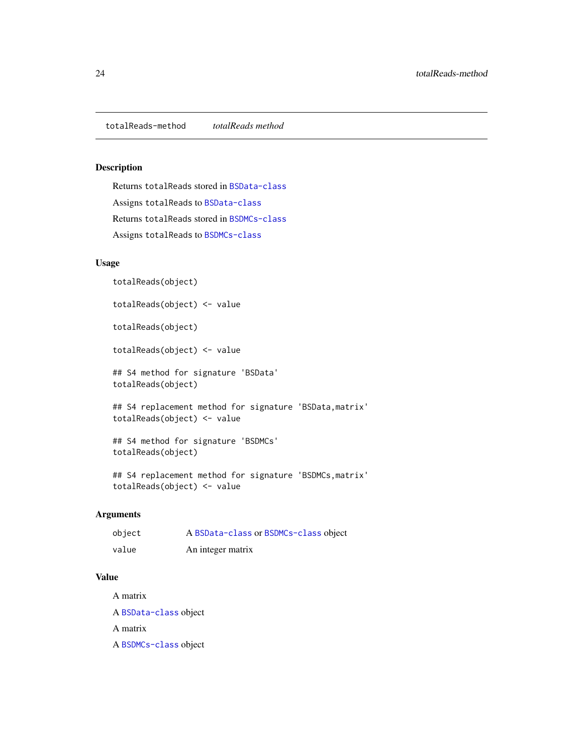## totalReads-method *totalReads method*

### Description

Returns totalReads stored in BSData-class

Assigns totalReads to BSData-class

Returns totalReads stored in BSDMCs-class

Assigns totalReads to BSDMCs-class

### Usage

```
totalReads(object)

totalReads(object) <- value

totalReads(object)

totalReads(object) <- value

## S4 method for signature 'BSData'
totalReads(object)

## S4 replacement method for signature 'BSData,matrix'
totalReads(object) <- value

## S4 method for signature 'BSDMCs'
totalReads(object)

## S4 replacement method for signature 'BSDMCs,matrix'
totalReads(object) <- value
```

### Arguments

| | |
|---|---|
| object | A BSData-class or BSDMCs-class object |
| value | An integer matrix |

### Value

A matrix

A BSData-class object

A matrix

A BSDMCs-class object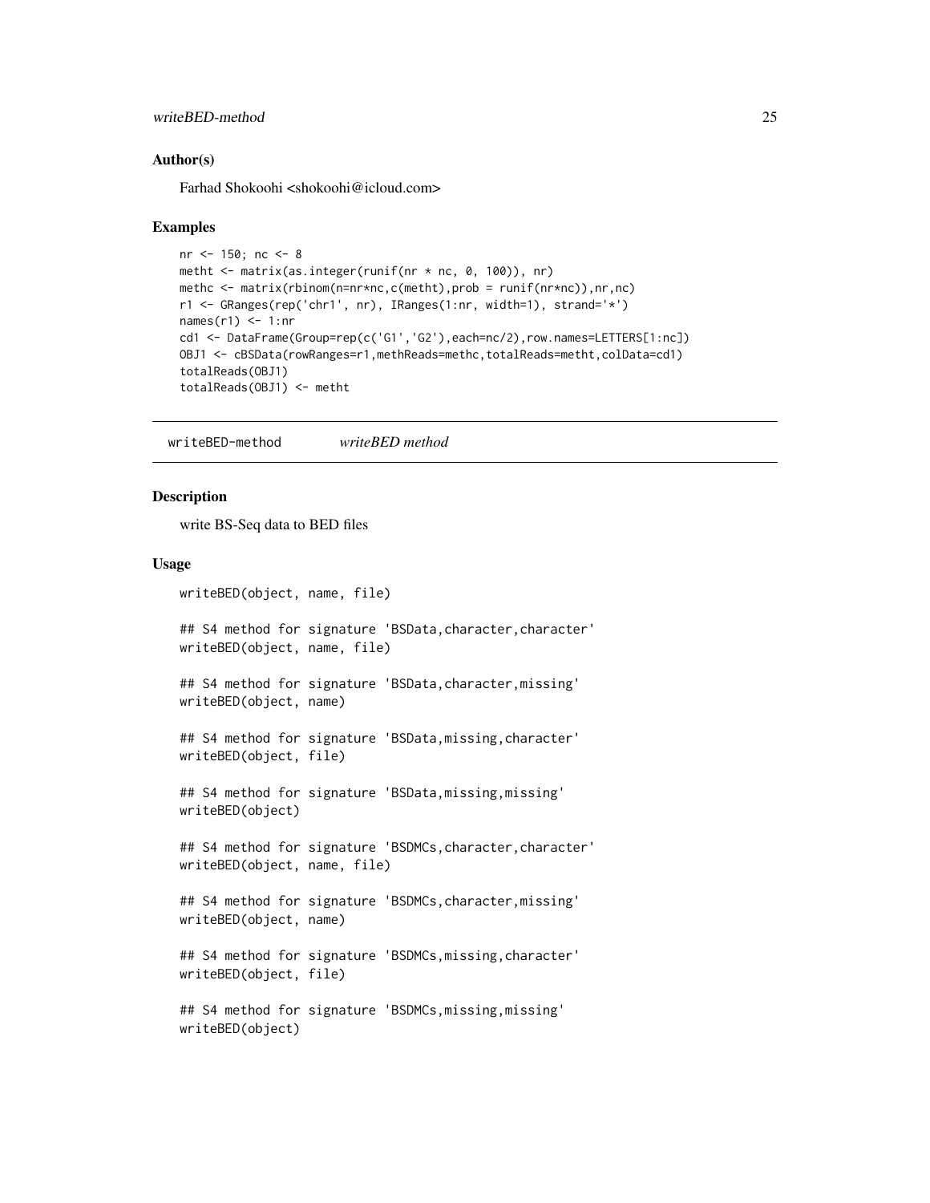### Author(s)

Farhad Shokoohi <shokoohi@icloud.com>

### Examples

```
nr <- 150; nc <- 8
metht <- matrix(as.integer(runif(nr * nc, 0, 100)), nr)
methc <- matrix(rbinom(n=nr*nc,c(metht),prob = runif(nr*nc)),nr,nc)
r1 <- GRanges(rep('chr1', nr), IRanges(1:nr, width=1), strand='*')
names(r1) <- 1:nr
cd1 <- DataFrame(Group=rep(c('G1','G2'),each=nc/2),row.names=LETTERS[1:nc])
OBJ1 <- cBSData(rowRanges=r1,methReads=methc,totalReads=metht,colData=cd1)
totalReads(OBJ1)
totalReads(OBJ1) <- metht
```

---

## writeBED-method *writeBED method*

### Description

write BS-Seq data to BED files

### Usage

```
writeBED(object, name, file)

## S4 method for signature 'BSData,character,character'
writeBED(object, name, file)

## S4 method for signature 'BSData,character,missing'
writeBED(object, name)

## S4 method for signature 'BSData,missing,character'
writeBED(object, file)

## S4 method for signature 'BSData,missing,missing'
writeBED(object)

## S4 method for signature 'BSDMCs,character,character'
writeBED(object, name, file)

## S4 method for signature 'BSDMCs,character,missing'
writeBED(object, name)

## S4 method for signature 'BSDMCs,missing,character'
writeBED(object, file)

## S4 method for signature 'BSDMCs,missing,missing'
writeBED(object)
```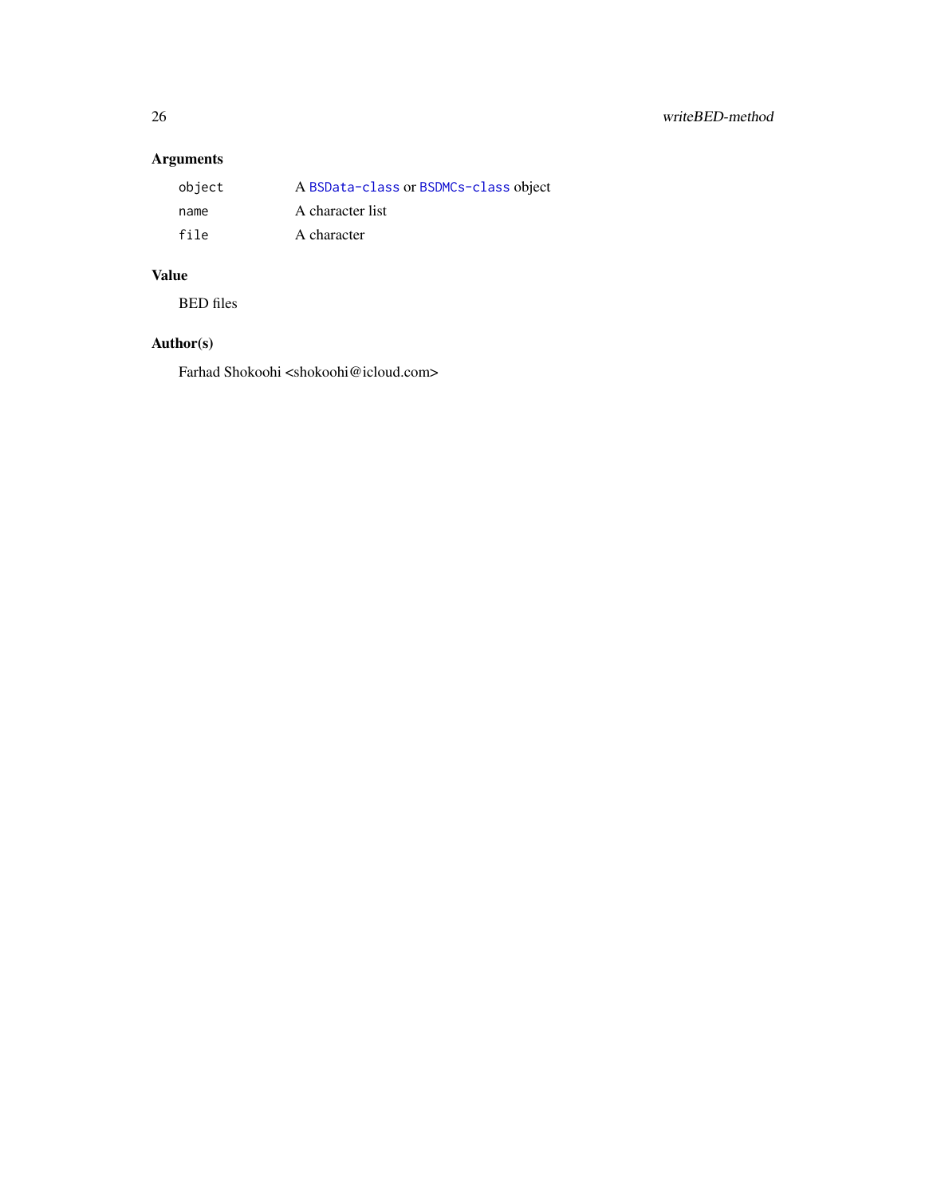## Arguments

| | |
|---|---|
| `object` | A `BSData-class` or `BSDMCs-class` object |
| `name` | A character list |
| `file` | A character |

## Value

BED files

## Author(s)

Farhad Shokoohi <shokoohi@icloud.com>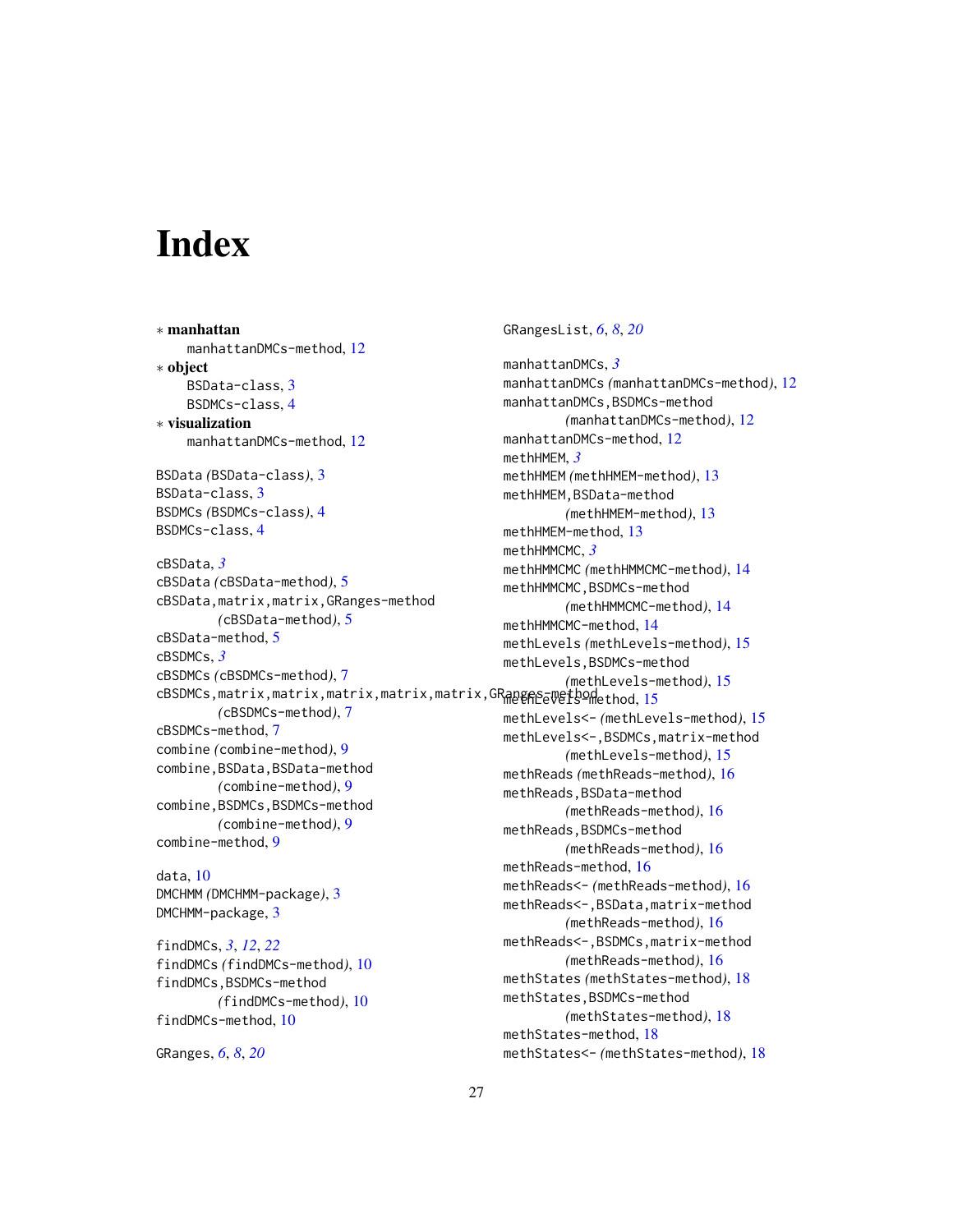# Index

∗ **manhattan**
manhattanDMCs-method, 12

∗ **object**
BSData-class, 3
BSDMCs-class, 4

∗ **visualization**
manhattanDMCs-method, 12

BSData *(BSData-class)*, 3
BSData-class, 3
BSDMCs *(BSDMCs-class)*, 4
BSDMCs-class, 4

cBSData, *3*
cBSData *(cBSData-method)*, 5
cBSData,matrix,matrix,GRanges-method *(cBSData-method)*, 5
cBSData-method, 5
cBSDMCs, *3*
cBSDMCs *(cBSDMCs-method)*, 7
cBSDMCs,matrix,matrix,matrix,matrix,GRanges-method *(cBSDMCs-method)*, 7
cBSDMCs-method, 7
combine *(combine-method)*, 9
combine,BSData,BSData-method *(combine-method)*, 9
combine,BSDMCs,BSDMCs-method *(combine-method)*, 9
combine-method, 9

data, 10
DMCHMM *(DMCHMM-package)*, 3
DMCHMM-package, 3

findDMCs, *3*, *12*, *22*
findDMCs *(findDMCs-method)*, 10
findDMCs,BSDMCs-method *(findDMCs-method)*, 10
findDMCs-method, 10

GRanges, *6*, *8*, *20*
GRangesList, *6*, *8*, *20*

manhattanDMCs, *3*
manhattanDMCs *(manhattanDMCs-method)*, 12
manhattanDMCs,BSDMCs-method *(manhattanDMCs-method)*, 12
manhattanDMCs-method, 12
methHMEM, *3*
methHMEM *(methHMEM-method)*, 13
methHMEM,BSData-method *(methHMEM-method)*, 13
methHMEM-method, 13
methHMMCMC, *3*
methHMMCMC *(methHMMCMC-method)*, 14
methHMMCMC,BSDMCs-method *(methHMMCMC-method)*, 14
methHMMCMC-method, 14
methLevels *(methLevels-method)*, 15
methLevels,BSDMCs-method *(methLevels-method)*, 15
methLevels-method, 15
methLevels<- *(methLevels-method)*, 15
methLevels<-,BSDMCs,matrix-method *(methLevels-method)*, 15
methReads *(methReads-method)*, 16
methReads,BSData-method *(methReads-method)*, 16
methReads,BSDMCs-method *(methReads-method)*, 16
methReads-method, 16
methReads<- *(methReads-method)*, 16
methReads<-,BSData,matrix-method *(methReads-method)*, 16
methReads<-,BSDMCs,matrix-method *(methReads-method)*, 16
methStates *(methStates-method)*, 18
methStates,BSDMCs-method *(methStates-method)*, 18
methStates-method, 18
methStates<- *(methStates-method)*, 18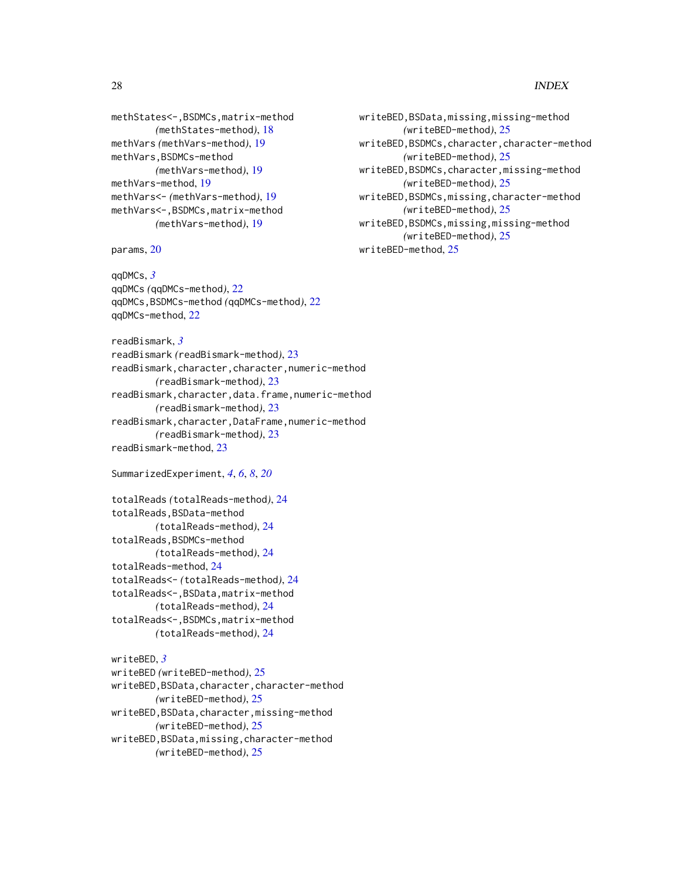methStates<-,BSDMCs,matrix-method
    (methStates-method), 18
methVars (methVars-method), 19
methVars,BSDMCs-method
    (methVars-method), 19
methVars-method, 19
methVars<- (methVars-method), 19
methVars<-,BSDMCs,matrix-method
    (methVars-method), 19

params, 20

qqDMCs, *3*
qqDMCs (qqDMCs-method), 22
qqDMCs,BSDMCs-method (qqDMCs-method), 22
qqDMCs-method, 22

readBismark, *3*
readBismark (readBismark-method), 23
readBismark,character,character,numeric-method
    (readBismark-method), 23
readBismark,character,data.frame,numeric-method
    (readBismark-method), 23
readBismark,character,DataFrame,numeric-method
    (readBismark-method), 23
readBismark-method, 23

SummarizedExperiment, *4*, *6*, *8*, *20*

totalReads (totalReads-method), 24
totalReads,BSData-method
    (totalReads-method), 24
totalReads,BSDMCs-method
    (totalReads-method), 24
totalReads-method, 24
totalReads<- (totalReads-method), 24
totalReads<-,BSData,matrix-method
    (totalReads-method), 24
totalReads<-,BSDMCs,matrix-method
    (totalReads-method), 24

writeBED, *3*
writeBED (writeBED-method), 25
writeBED,BSData,character,character-method
    (writeBED-method), 25
writeBED,BSData,character,missing-method
    (writeBED-method), 25
writeBED,BSData,missing,character-method
    (writeBED-method), 25
writeBED,BSData,missing,missing-method
    (writeBED-method), 25
writeBED,BSDMCs,character,character-method
    (writeBED-method), 25
writeBED,BSDMCs,character,missing-method
    (writeBED-method), 25
writeBED,BSDMCs,missing,character-method
    (writeBED-method), 25
writeBED,BSDMCs,missing,missing-method
    (writeBED-method), 25
writeBED-method, 25